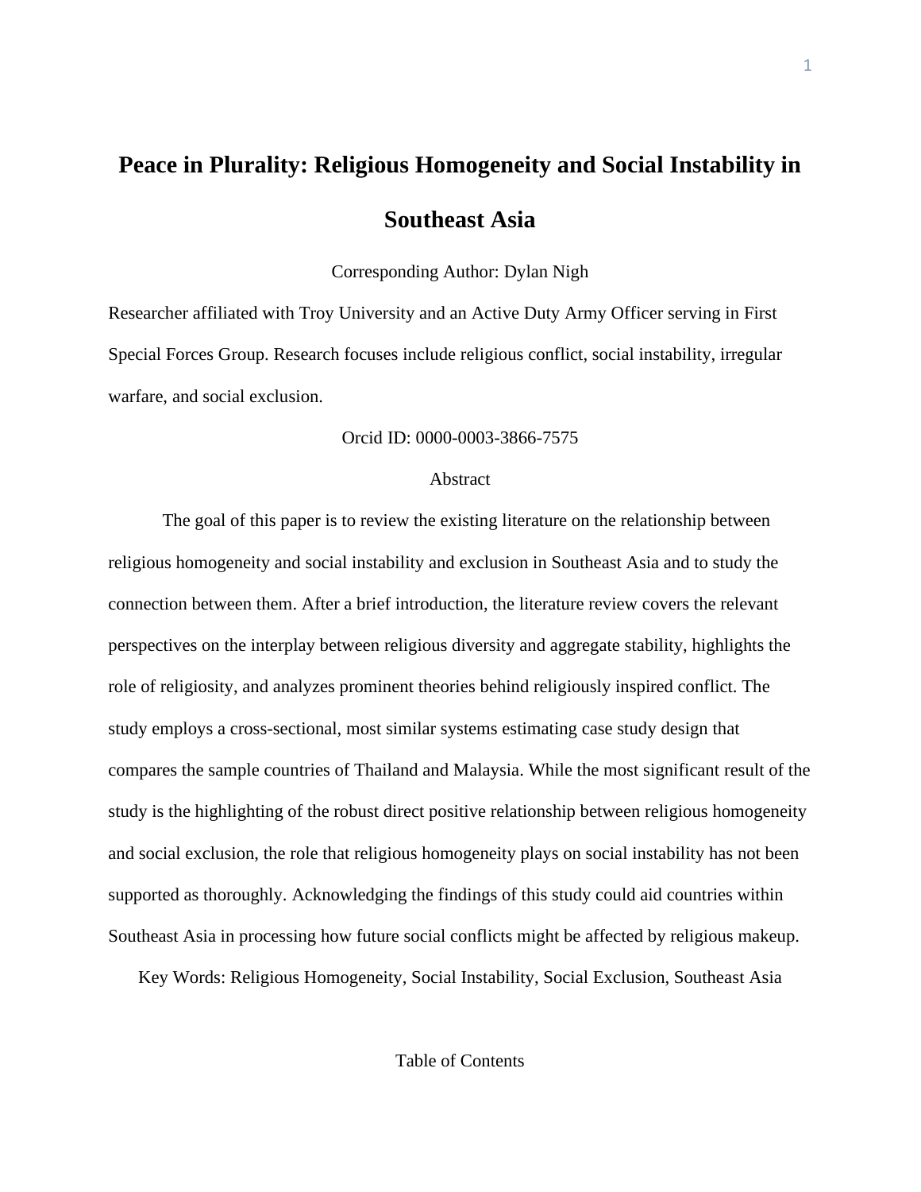# Peace in Plurality: Religious Homogeneity and Social Instability in Southeast Asia

Corresponding Author: Dylan Nigh

Researcher affiliated with Troy University and an Active Duty Army Officer serving in First Special Forces Group. Research focuses include religious conflict, social instability, irregular warfare, and social exclusion.

Orcid ID: 0000-0003-3866-7575

## Abstract

The goal of this paper is to review the existing literature on the relationship between religious homogeneity and social instability and exclusion in Southeast Asia and to study the connection between them. After a brief introduction, the literature review covers the relevant perspectives on the interplay between religious diversity and aggregate stability, highlights the role of religiosity, and analyzes prominent theories behind religiously inspired conflict. The study employs a cross-sectional, most similar systems estimating case study design that compares the sample countries of Thailand and Malaysia. While the most significant result of the study is the highlighting of the robust direct positive relationship between religious homogeneity and social exclusion, the role that religious homogeneity plays on social instability has not been supported as thoroughly. Acknowledging the findings of this study could aid countries within Southeast Asia in processing how future social conflicts might be affected by religious makeup.

Key Words: Religious Homogeneity, Social Instability, Social Exclusion, Southeast Asia

Table of Contents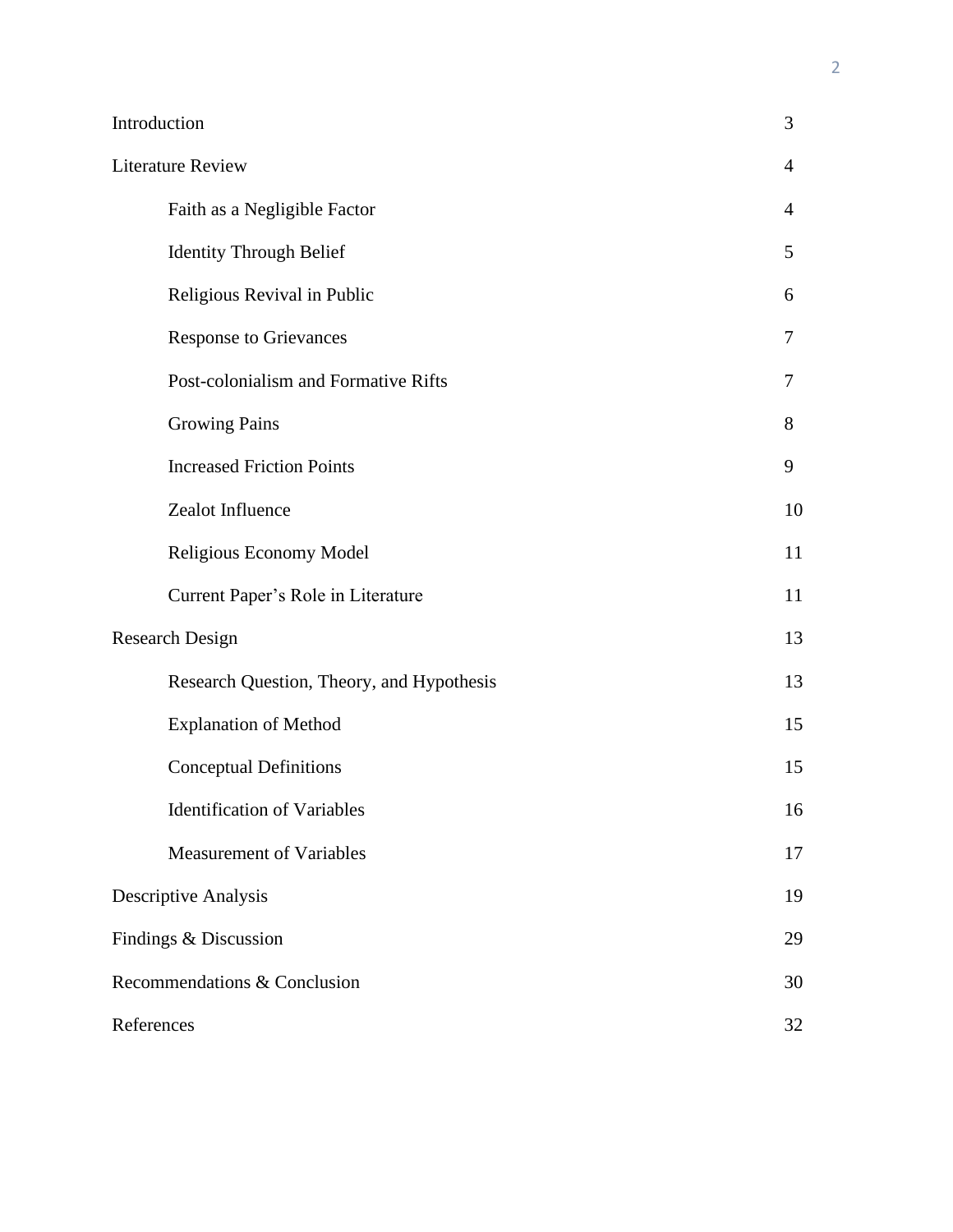| | |
|---|---|
| Introduction | 3 |
| Literature Review | 4 |
| Faith as a Negligible Factor | 4 |
| Identity Through Belief | 5 |
| Religious Revival in Public | 6 |
| Response to Grievances | 7 |
| Post-colonialism and Formative Rifts | 7 |
| Growing Pains | 8 |
| Increased Friction Points | 9 |
| Zealot Influence | 10 |
| Religious Economy Model | 11 |
| Current Paper's Role in Literature | 11 |
| Research Design | 13 |
| Research Question, Theory, and Hypothesis | 13 |
| Explanation of Method | 15 |
| Conceptual Definitions | 15 |
| Identification of Variables | 16 |
| Measurement of Variables | 17 |
| Descriptive Analysis | 19 |
| Findings & Discussion | 29 |
| Recommendations & Conclusion | 30 |
| References | 32 |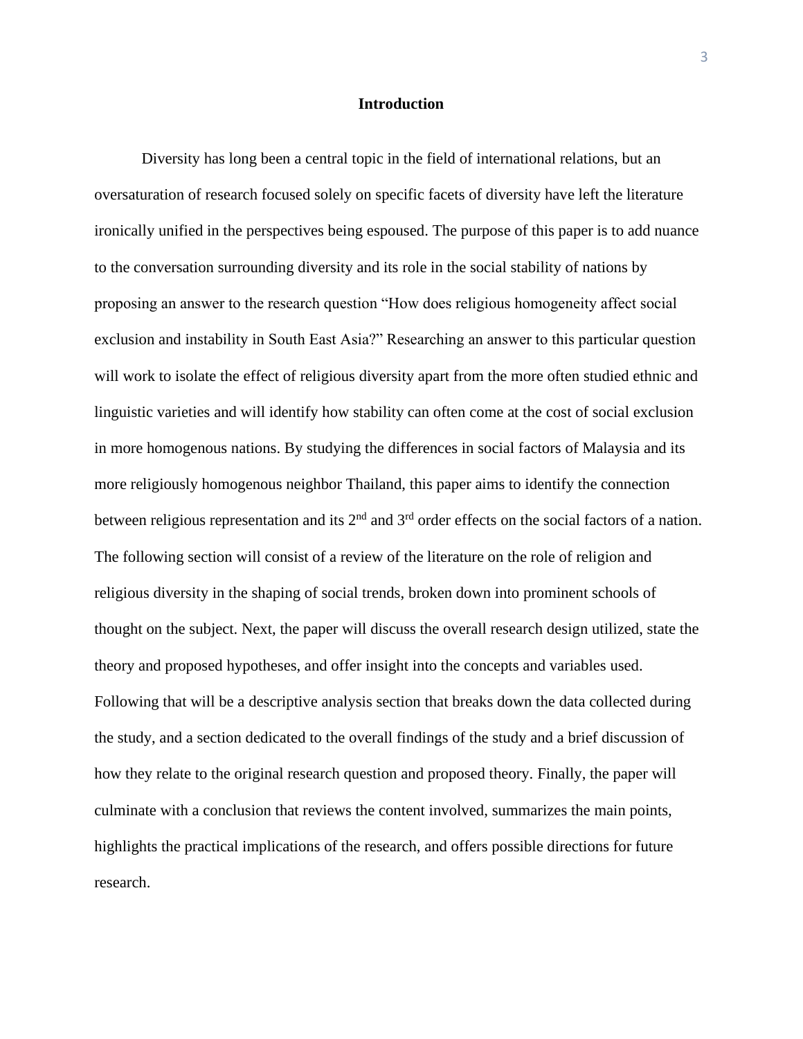## Introduction

Diversity has long been a central topic in the field of international relations, but an oversaturation of research focused solely on specific facets of diversity have left the literature ironically unified in the perspectives being espoused. The purpose of this paper is to add nuance to the conversation surrounding diversity and its role in the social stability of nations by proposing an answer to the research question "How does religious homogeneity affect social exclusion and instability in South East Asia?" Researching an answer to this particular question will work to isolate the effect of religious diversity apart from the more often studied ethnic and linguistic varieties and will identify how stability can often come at the cost of social exclusion in more homogenous nations. By studying the differences in social factors of Malaysia and its more religiously homogenous neighbor Thailand, this paper aims to identify the connection between religious representation and its 2nd and 3rd order effects on the social factors of a nation. The following section will consist of a review of the literature on the role of religion and religious diversity in the shaping of social trends, broken down into prominent schools of thought on the subject. Next, the paper will discuss the overall research design utilized, state the theory and proposed hypotheses, and offer insight into the concepts and variables used. Following that will be a descriptive analysis section that breaks down the data collected during the study, and a section dedicated to the overall findings of the study and a brief discussion of how they relate to the original research question and proposed theory. Finally, the paper will culminate with a conclusion that reviews the content involved, summarizes the main points, highlights the practical implications of the research, and offers possible directions for future research.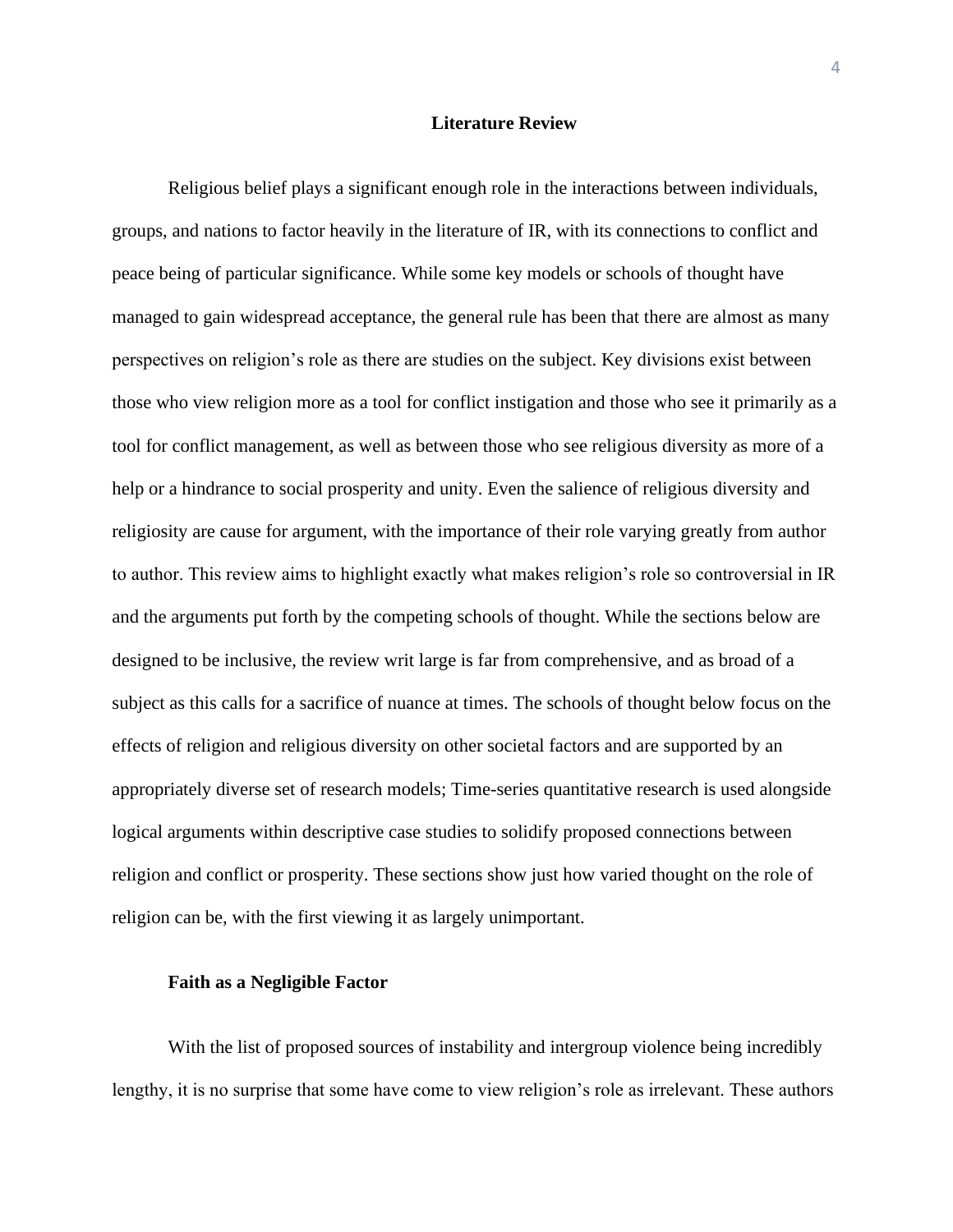## Literature Review

Religious belief plays a significant enough role in the interactions between individuals, groups, and nations to factor heavily in the literature of IR, with its connections to conflict and peace being of particular significance. While some key models or schools of thought have managed to gain widespread acceptance, the general rule has been that there are almost as many perspectives on religion's role as there are studies on the subject. Key divisions exist between those who view religion more as a tool for conflict instigation and those who see it primarily as a tool for conflict management, as well as between those who see religious diversity as more of a help or a hindrance to social prosperity and unity. Even the salience of religious diversity and religiosity are cause for argument, with the importance of their role varying greatly from author to author. This review aims to highlight exactly what makes religion's role so controversial in IR and the arguments put forth by the competing schools of thought. While the sections below are designed to be inclusive, the review writ large is far from comprehensive, and as broad of a subject as this calls for a sacrifice of nuance at times. The schools of thought below focus on the effects of religion and religious diversity on other societal factors and are supported by an appropriately diverse set of research models; Time-series quantitative research is used alongside logical arguments within descriptive case studies to solidify proposed connections between religion and conflict or prosperity. These sections show just how varied thought on the role of religion can be, with the first viewing it as largely unimportant.

### Faith as a Negligible Factor

With the list of proposed sources of instability and intergroup violence being incredibly lengthy, it is no surprise that some have come to view religion's role as irrelevant. These authors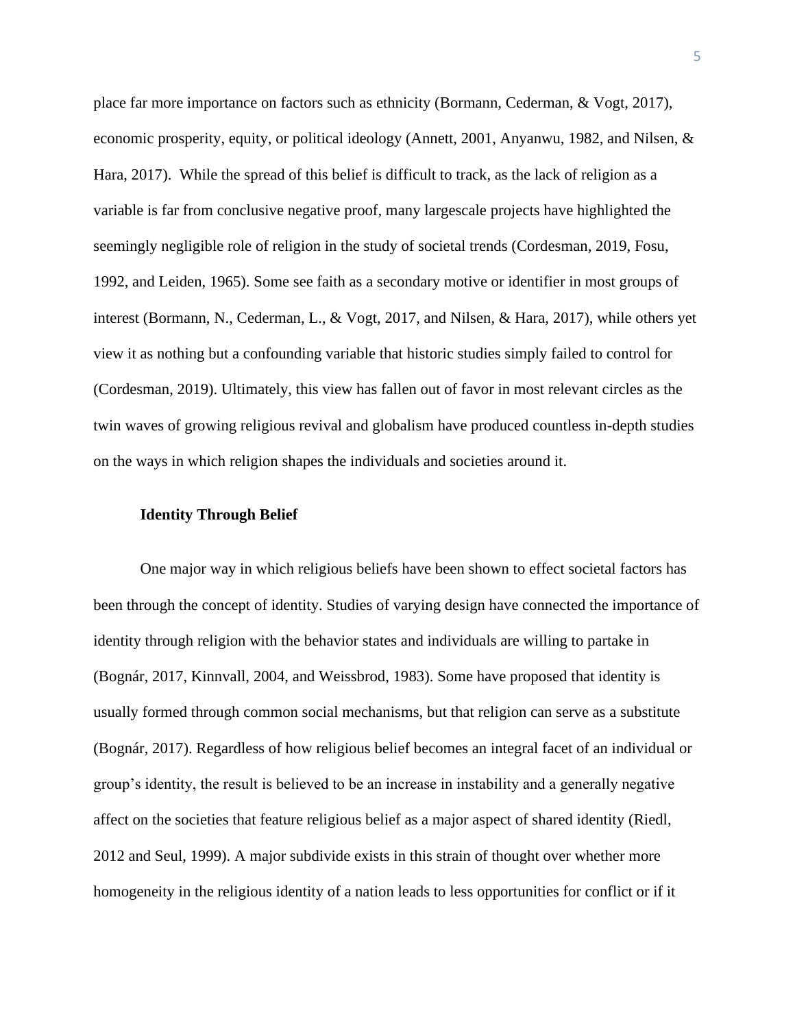place far more importance on factors such as ethnicity (Bormann, Cederman, & Vogt, 2017), economic prosperity, equity, or political ideology (Annett, 2001, Anyanwu, 1982, and Nilsen, & Hara, 2017). While the spread of this belief is difficult to track, as the lack of religion as a variable is far from conclusive negative proof, many largescale projects have highlighted the seemingly negligible role of religion in the study of societal trends (Cordesman, 2019, Fosu, 1992, and Leiden, 1965). Some see faith as a secondary motive or identifier in most groups of interest (Bormann, N., Cederman, L., & Vogt, 2017, and Nilsen, & Hara, 2017), while others yet view it as nothing but a confounding variable that historic studies simply failed to control for (Cordesman, 2019). Ultimately, this view has fallen out of favor in most relevant circles as the twin waves of growing religious revival and globalism have produced countless in-depth studies on the ways in which religion shapes the individuals and societies around it.

### Identity Through Belief

One major way in which religious beliefs have been shown to effect societal factors has been through the concept of identity. Studies of varying design have connected the importance of identity through religion with the behavior states and individuals are willing to partake in (Bognár, 2017, Kinnvall, 2004, and Weissbrod, 1983). Some have proposed that identity is usually formed through common social mechanisms, but that religion can serve as a substitute (Bognár, 2017). Regardless of how religious belief becomes an integral facet of an individual or group's identity, the result is believed to be an increase in instability and a generally negative affect on the societies that feature religious belief as a major aspect of shared identity (Riedl, 2012 and Seul, 1999). A major subdivide exists in this strain of thought over whether more homogeneity in the religious identity of a nation leads to less opportunities for conflict or if it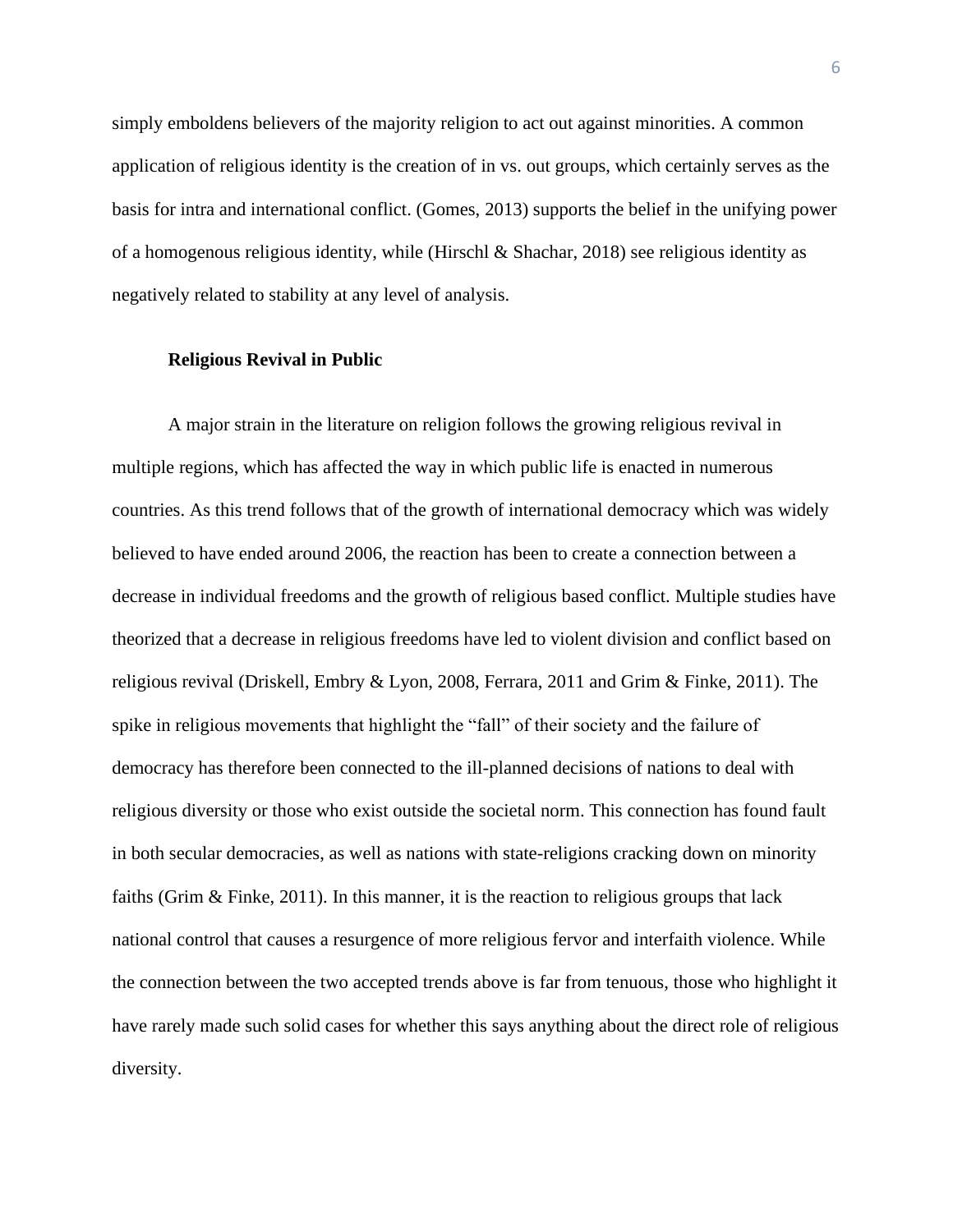simply emboldens believers of the majority religion to act out against minorities. A common application of religious identity is the creation of in vs. out groups, which certainly serves as the basis for intra and international conflict. (Gomes, 2013) supports the belief in the unifying power of a homogenous religious identity, while (Hirschl & Shachar, 2018) see religious identity as negatively related to stability at any level of analysis.

**Religious Revival in Public**

A major strain in the literature on religion follows the growing religious revival in multiple regions, which has affected the way in which public life is enacted in numerous countries. As this trend follows that of the growth of international democracy which was widely believed to have ended around 2006, the reaction has been to create a connection between a decrease in individual freedoms and the growth of religious based conflict. Multiple studies have theorized that a decrease in religious freedoms have led to violent division and conflict based on religious revival (Driskell, Embry & Lyon, 2008, Ferrara, 2011 and Grim & Finke, 2011). The spike in religious movements that highlight the "fall" of their society and the failure of democracy has therefore been connected to the ill-planned decisions of nations to deal with religious diversity or those who exist outside the societal norm. This connection has found fault in both secular democracies, as well as nations with state-religions cracking down on minority faiths (Grim & Finke, 2011). In this manner, it is the reaction to religious groups that lack national control that causes a resurgence of more religious fervor and interfaith violence. While the connection between the two accepted trends above is far from tenuous, those who highlight it have rarely made such solid cases for whether this says anything about the direct role of religious diversity.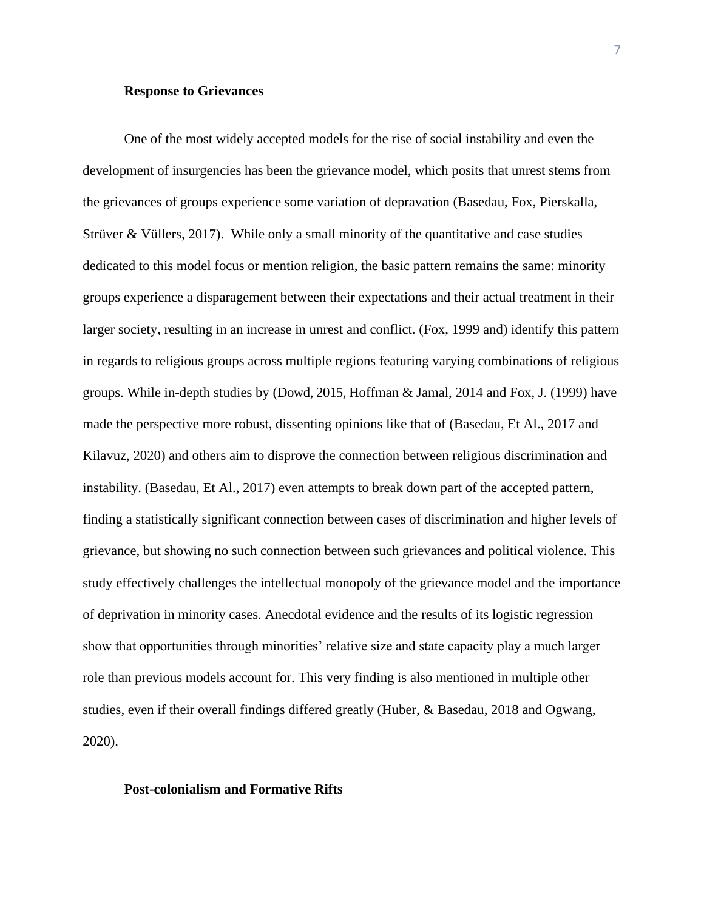**Response to Grievances**

One of the most widely accepted models for the rise of social instability and even the development of insurgencies has been the grievance model, which posits that unrest stems from the grievances of groups experience some variation of depravation (Basedau, Fox, Pierskalla, Strüver & Vüllers, 2017). While only a small minority of the quantitative and case studies dedicated to this model focus or mention religion, the basic pattern remains the same: minority groups experience a disparagement between their expectations and their actual treatment in their larger society, resulting in an increase in unrest and conflict. (Fox, 1999 and) identify this pattern in regards to religious groups across multiple regions featuring varying combinations of religious groups. While in-depth studies by (Dowd, 2015, Hoffman & Jamal, 2014 and Fox, J. (1999) have made the perspective more robust, dissenting opinions like that of (Basedau, Et Al., 2017 and Kilavuz, 2020) and others aim to disprove the connection between religious discrimination and instability. (Basedau, Et Al., 2017) even attempts to break down part of the accepted pattern, finding a statistically significant connection between cases of discrimination and higher levels of grievance, but showing no such connection between such grievances and political violence. This study effectively challenges the intellectual monopoly of the grievance model and the importance of deprivation in minority cases. Anecdotal evidence and the results of its logistic regression show that opportunities through minorities' relative size and state capacity play a much larger role than previous models account for. This very finding is also mentioned in multiple other studies, even if their overall findings differed greatly (Huber, & Basedau, 2018 and Ogwang, 2020).

**Post-colonialism and Formative Rifts**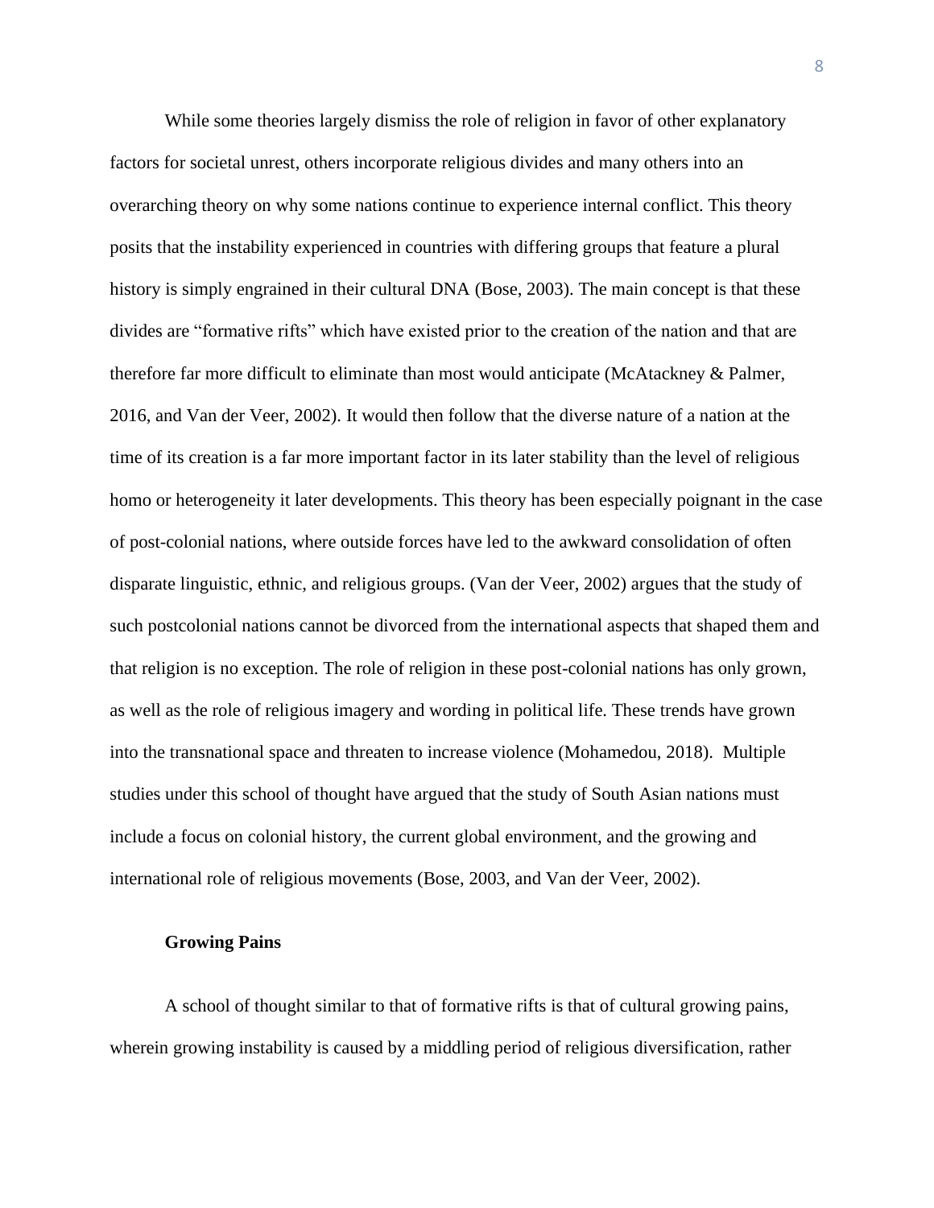While some theories largely dismiss the role of religion in favor of other explanatory factors for societal unrest, others incorporate religious divides and many others into an overarching theory on why some nations continue to experience internal conflict. This theory posits that the instability experienced in countries with differing groups that feature a plural history is simply engrained in their cultural DNA (Bose, 2003). The main concept is that these divides are "formative rifts" which have existed prior to the creation of the nation and that are therefore far more difficult to eliminate than most would anticipate (McAtackney & Palmer, 2016, and Van der Veer, 2002). It would then follow that the diverse nature of a nation at the time of its creation is a far more important factor in its later stability than the level of religious homo or heterogeneity it later developments. This theory has been especially poignant in the case of post-colonial nations, where outside forces have led to the awkward consolidation of often disparate linguistic, ethnic, and religious groups. (Van der Veer, 2002) argues that the study of such postcolonial nations cannot be divorced from the international aspects that shaped them and that religion is no exception. The role of religion in these post-colonial nations has only grown, as well as the role of religious imagery and wording in political life. These trends have grown into the transnational space and threaten to increase violence (Mohamedou, 2018). Multiple studies under this school of thought have argued that the study of South Asian nations must include a focus on colonial history, the current global environment, and the growing and international role of religious movements (Bose, 2003, and Van der Veer, 2002).

### Growing Pains

A school of thought similar to that of formative rifts is that of cultural growing pains, wherein growing instability is caused by a middling period of religious diversification, rather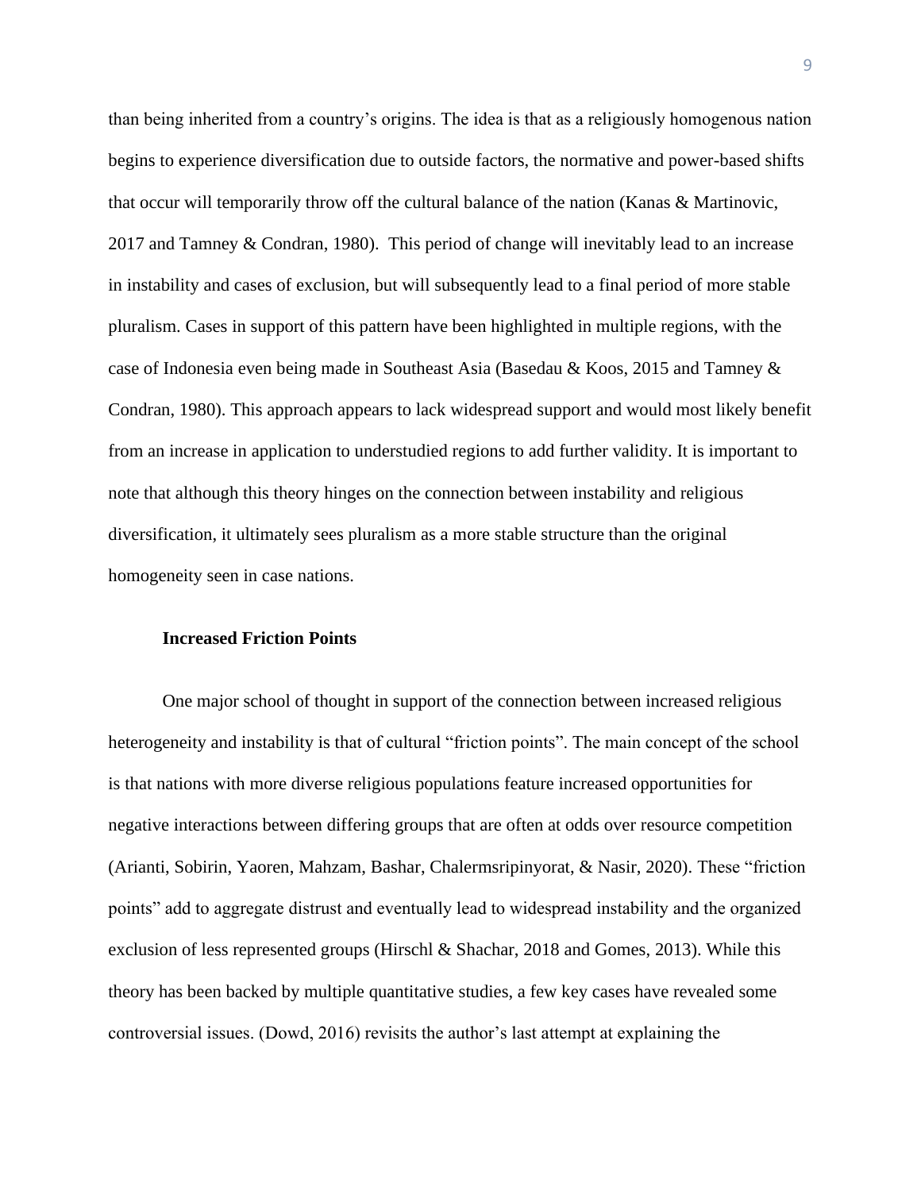than being inherited from a country's origins. The idea is that as a religiously homogenous nation begins to experience diversification due to outside factors, the normative and power-based shifts that occur will temporarily throw off the cultural balance of the nation (Kanas & Martinovic, 2017 and Tamney & Condran, 1980). This period of change will inevitably lead to an increase in instability and cases of exclusion, but will subsequently lead to a final period of more stable pluralism. Cases in support of this pattern have been highlighted in multiple regions, with the case of Indonesia even being made in Southeast Asia (Basedau & Koos, 2015 and Tamney & Condran, 1980). This approach appears to lack widespread support and would most likely benefit from an increase in application to understudied regions to add further validity. It is important to note that although this theory hinges on the connection between instability and religious diversification, it ultimately sees pluralism as a more stable structure than the original homogeneity seen in case nations.

**Increased Friction Points**

One major school of thought in support of the connection between increased religious heterogeneity and instability is that of cultural "friction points". The main concept of the school is that nations with more diverse religious populations feature increased opportunities for negative interactions between differing groups that are often at odds over resource competition (Arianti, Sobirin, Yaoren, Mahzam, Bashar, Chalermsripinyorat, & Nasir, 2020). These "friction points" add to aggregate distrust and eventually lead to widespread instability and the organized exclusion of less represented groups (Hirschl & Shachar, 2018 and Gomes, 2013). While this theory has been backed by multiple quantitative studies, a few key cases have revealed some controversial issues. (Dowd, 2016) revisits the author's last attempt at explaining the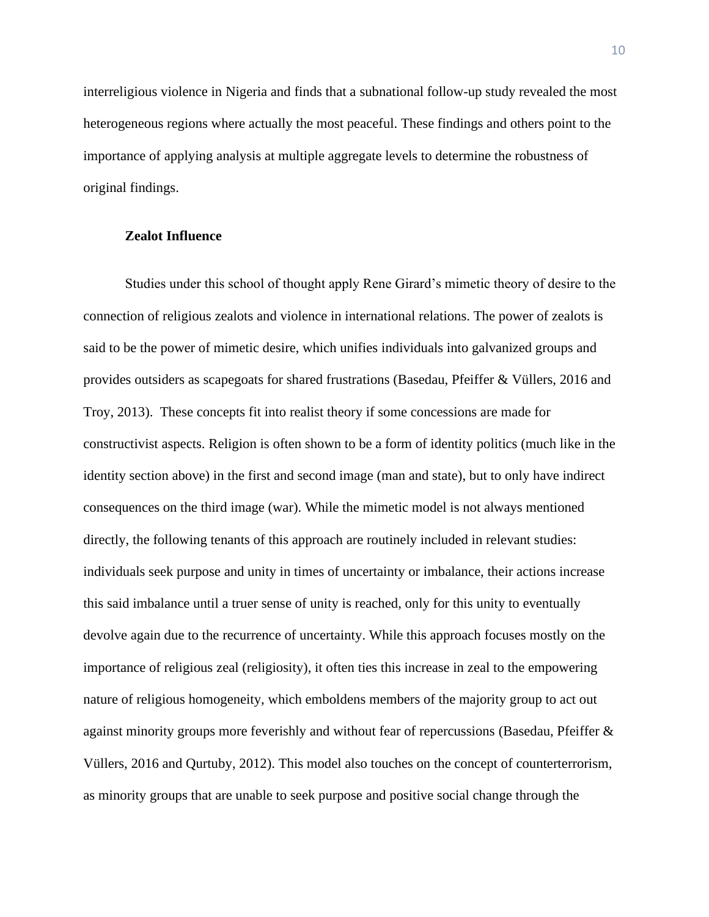interreligious violence in Nigeria and finds that a subnational follow-up study revealed the most heterogeneous regions where actually the most peaceful. These findings and others point to the importance of applying analysis at multiple aggregate levels to determine the robustness of original findings.

### Zealot Influence

Studies under this school of thought apply Rene Girard's mimetic theory of desire to the connection of religious zealots and violence in international relations. The power of zealots is said to be the power of mimetic desire, which unifies individuals into galvanized groups and provides outsiders as scapegoats for shared frustrations (Basedau, Pfeiffer & Vüllers, 2016 and Troy, 2013). These concepts fit into realist theory if some concessions are made for constructivist aspects. Religion is often shown to be a form of identity politics (much like in the identity section above) in the first and second image (man and state), but to only have indirect consequences on the third image (war). While the mimetic model is not always mentioned directly, the following tenants of this approach are routinely included in relevant studies: individuals seek purpose and unity in times of uncertainty or imbalance, their actions increase this said imbalance until a truer sense of unity is reached, only for this unity to eventually devolve again due to the recurrence of uncertainty. While this approach focuses mostly on the importance of religious zeal (religiosity), it often ties this increase in zeal to the empowering nature of religious homogeneity, which emboldens members of the majority group to act out against minority groups more feverishly and without fear of repercussions (Basedau, Pfeiffer & Vüllers, 2016 and Qurtuby, 2012). This model also touches on the concept of counterterrorism, as minority groups that are unable to seek purpose and positive social change through the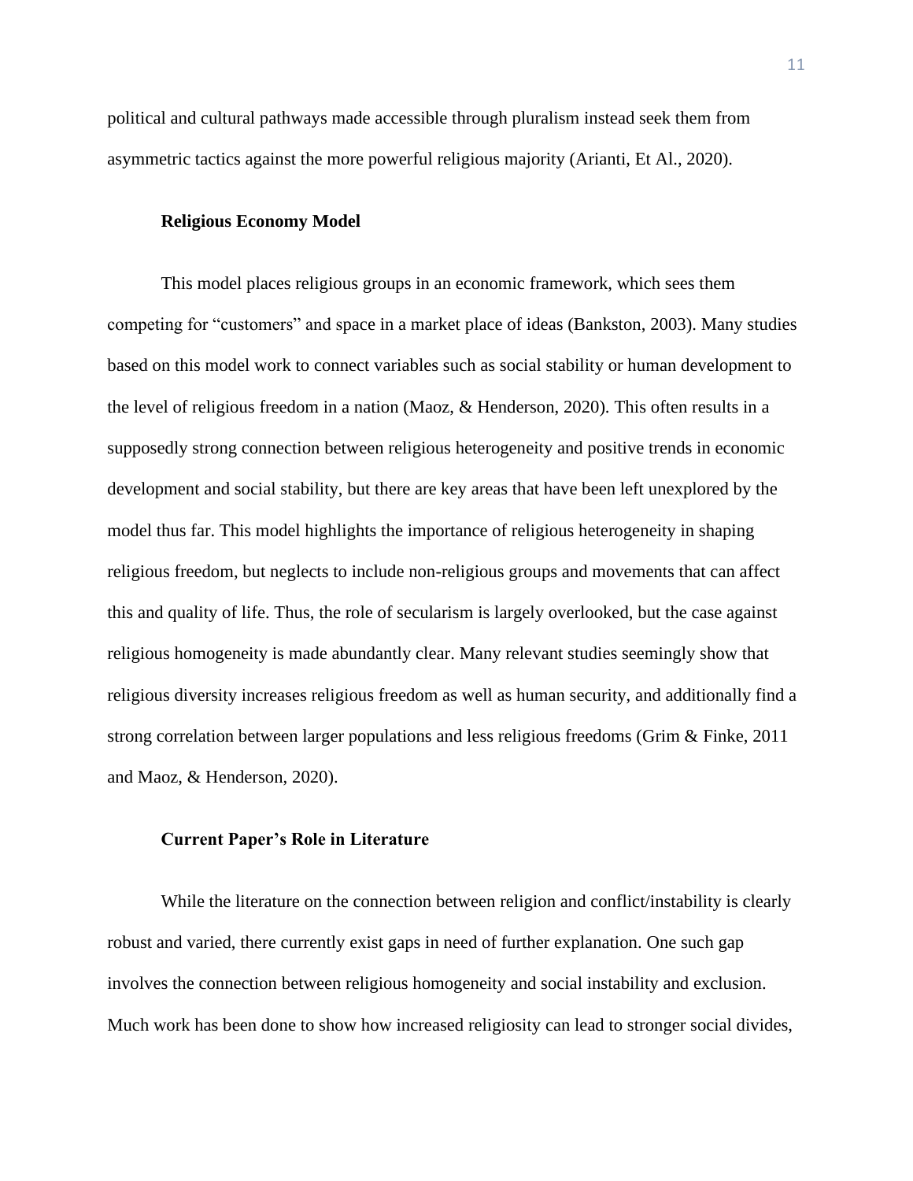political and cultural pathways made accessible through pluralism instead seek them from asymmetric tactics against the more powerful religious majority (Arianti, Et Al., 2020).

### Religious Economy Model

This model places religious groups in an economic framework, which sees them competing for "customers" and space in a market place of ideas (Bankston, 2003). Many studies based on this model work to connect variables such as social stability or human development to the level of religious freedom in a nation (Maoz, & Henderson, 2020). This often results in a supposedly strong connection between religious heterogeneity and positive trends in economic development and social stability, but there are key areas that have been left unexplored by the model thus far. This model highlights the importance of religious heterogeneity in shaping religious freedom, but neglects to include non-religious groups and movements that can affect this and quality of life. Thus, the role of secularism is largely overlooked, but the case against religious homogeneity is made abundantly clear. Many relevant studies seemingly show that religious diversity increases religious freedom as well as human security, and additionally find a strong correlation between larger populations and less religious freedoms (Grim & Finke, 2011 and Maoz, & Henderson, 2020).

### Current Paper's Role in Literature

While the literature on the connection between religion and conflict/instability is clearly robust and varied, there currently exist gaps in need of further explanation. One such gap involves the connection between religious homogeneity and social instability and exclusion. Much work has been done to show how increased religiosity can lead to stronger social divides,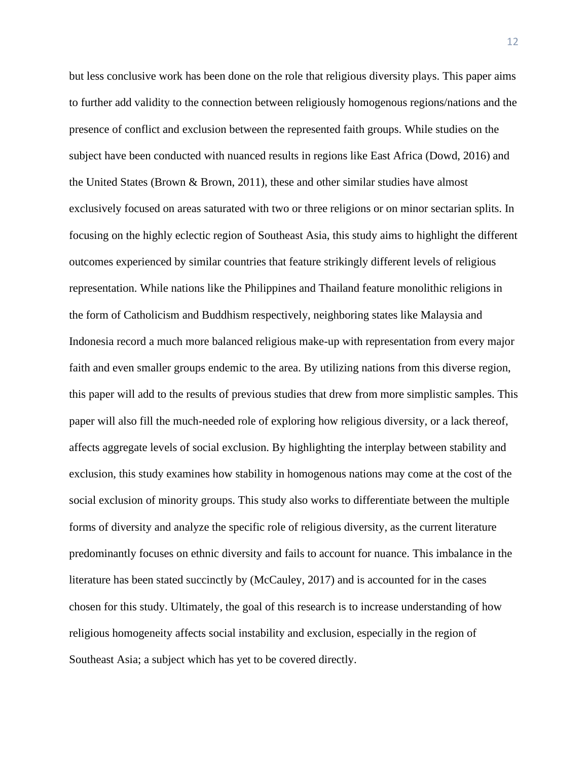but less conclusive work has been done on the role that religious diversity plays. This paper aims to further add validity to the connection between religiously homogenous regions/nations and the presence of conflict and exclusion between the represented faith groups. While studies on the subject have been conducted with nuanced results in regions like East Africa (Dowd, 2016) and the United States (Brown & Brown, 2011), these and other similar studies have almost exclusively focused on areas saturated with two or three religions or on minor sectarian splits. In focusing on the highly eclectic region of Southeast Asia, this study aims to highlight the different outcomes experienced by similar countries that feature strikingly different levels of religious representation. While nations like the Philippines and Thailand feature monolithic religions in the form of Catholicism and Buddhism respectively, neighboring states like Malaysia and Indonesia record a much more balanced religious make-up with representation from every major faith and even smaller groups endemic to the area. By utilizing nations from this diverse region, this paper will add to the results of previous studies that drew from more simplistic samples. This paper will also fill the much-needed role of exploring how religious diversity, or a lack thereof, affects aggregate levels of social exclusion. By highlighting the interplay between stability and exclusion, this study examines how stability in homogenous nations may come at the cost of the social exclusion of minority groups. This study also works to differentiate between the multiple forms of diversity and analyze the specific role of religious diversity, as the current literature predominantly focuses on ethnic diversity and fails to account for nuance. This imbalance in the literature has been stated succinctly by (McCauley, 2017) and is accounted for in the cases chosen for this study. Ultimately, the goal of this research is to increase understanding of how religious homogeneity affects social instability and exclusion, especially in the region of Southeast Asia; a subject which has yet to be covered directly.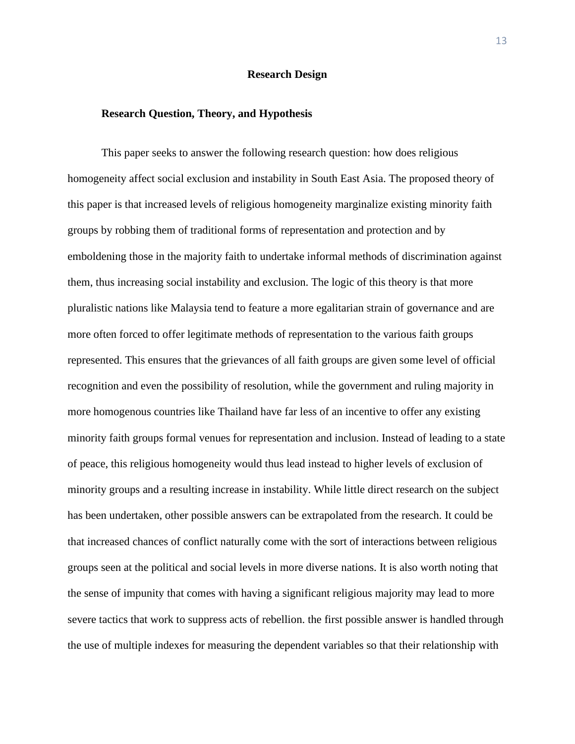## Research Design

### Research Question, Theory, and Hypothesis

This paper seeks to answer the following research question: how does religious homogeneity affect social exclusion and instability in South East Asia. The proposed theory of this paper is that increased levels of religious homogeneity marginalize existing minority faith groups by robbing them of traditional forms of representation and protection and by emboldening those in the majority faith to undertake informal methods of discrimination against them, thus increasing social instability and exclusion. The logic of this theory is that more pluralistic nations like Malaysia tend to feature a more egalitarian strain of governance and are more often forced to offer legitimate methods of representation to the various faith groups represented. This ensures that the grievances of all faith groups are given some level of official recognition and even the possibility of resolution, while the government and ruling majority in more homogenous countries like Thailand have far less of an incentive to offer any existing minority faith groups formal venues for representation and inclusion. Instead of leading to a state of peace, this religious homogeneity would thus lead instead to higher levels of exclusion of minority groups and a resulting increase in instability. While little direct research on the subject has been undertaken, other possible answers can be extrapolated from the research. It could be that increased chances of conflict naturally come with the sort of interactions between religious groups seen at the political and social levels in more diverse nations. It is also worth noting that the sense of impunity that comes with having a significant religious majority may lead to more severe tactics that work to suppress acts of rebellion. the first possible answer is handled through the use of multiple indexes for measuring the dependent variables so that their relationship with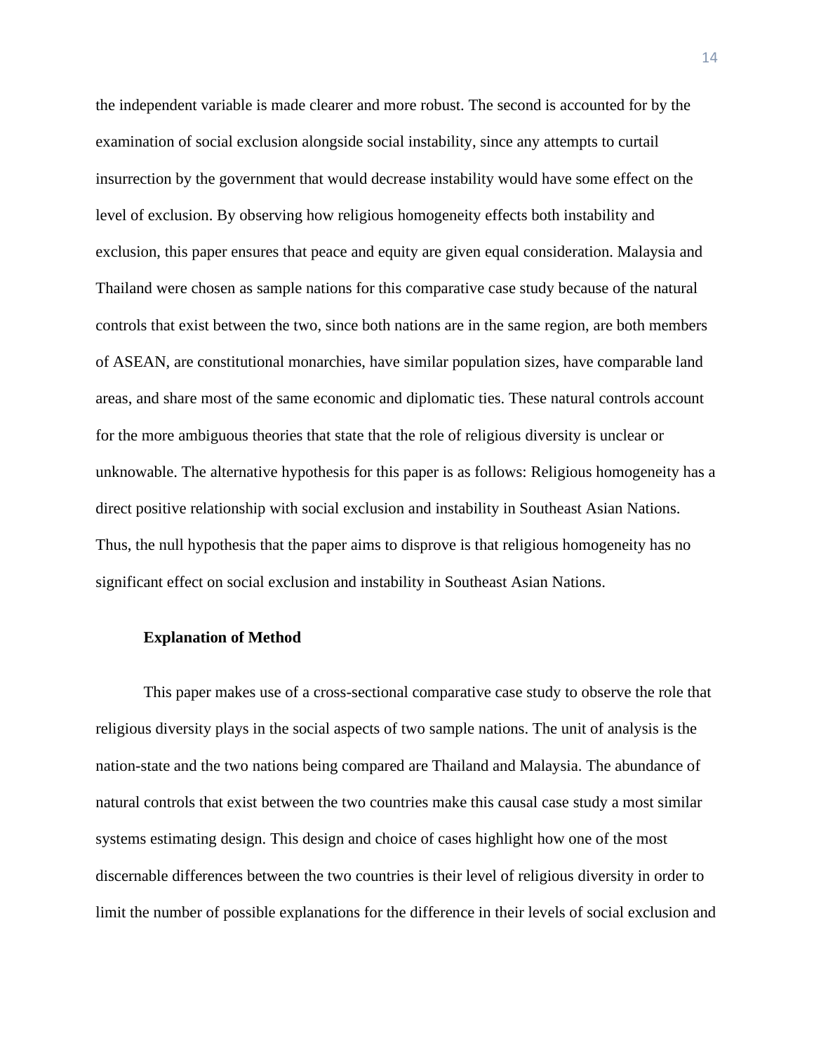the independent variable is made clearer and more robust. The second is accounted for by the examination of social exclusion alongside social instability, since any attempts to curtail insurrection by the government that would decrease instability would have some effect on the level of exclusion. By observing how religious homogeneity effects both instability and exclusion, this paper ensures that peace and equity are given equal consideration. Malaysia and Thailand were chosen as sample nations for this comparative case study because of the natural controls that exist between the two, since both nations are in the same region, are both members of ASEAN, are constitutional monarchies, have similar population sizes, have comparable land areas, and share most of the same economic and diplomatic ties. These natural controls account for the more ambiguous theories that state that the role of religious diversity is unclear or unknowable. The alternative hypothesis for this paper is as follows: Religious homogeneity has a direct positive relationship with social exclusion and instability in Southeast Asian Nations. Thus, the null hypothesis that the paper aims to disprove is that religious homogeneity has no significant effect on social exclusion and instability in Southeast Asian Nations.

### Explanation of Method

This paper makes use of a cross-sectional comparative case study to observe the role that religious diversity plays in the social aspects of two sample nations. The unit of analysis is the nation-state and the two nations being compared are Thailand and Malaysia. The abundance of natural controls that exist between the two countries make this causal case study a most similar systems estimating design. This design and choice of cases highlight how one of the most discernable differences between the two countries is their level of religious diversity in order to limit the number of possible explanations for the difference in their levels of social exclusion and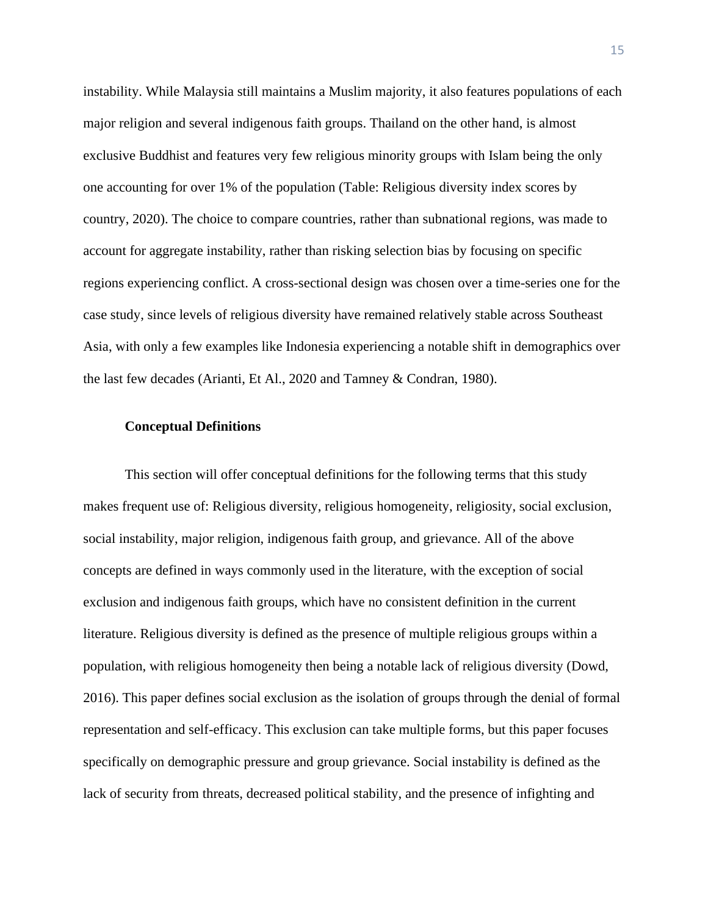instability. While Malaysia still maintains a Muslim majority, it also features populations of each major religion and several indigenous faith groups. Thailand on the other hand, is almost exclusive Buddhist and features very few religious minority groups with Islam being the only one accounting for over 1% of the population (Table: Religious diversity index scores by country, 2020). The choice to compare countries, rather than subnational regions, was made to account for aggregate instability, rather than risking selection bias by focusing on specific regions experiencing conflict. A cross-sectional design was chosen over a time-series one for the case study, since levels of religious diversity have remained relatively stable across Southeast Asia, with only a few examples like Indonesia experiencing a notable shift in demographics over the last few decades (Arianti, Et Al., 2020 and Tamney & Condran, 1980).

### Conceptual Definitions

This section will offer conceptual definitions for the following terms that this study makes frequent use of: Religious diversity, religious homogeneity, religiosity, social exclusion, social instability, major religion, indigenous faith group, and grievance. All of the above concepts are defined in ways commonly used in the literature, with the exception of social exclusion and indigenous faith groups, which have no consistent definition in the current literature. Religious diversity is defined as the presence of multiple religious groups within a population, with religious homogeneity then being a notable lack of religious diversity (Dowd, 2016). This paper defines social exclusion as the isolation of groups through the denial of formal representation and self-efficacy. This exclusion can take multiple forms, but this paper focuses specifically on demographic pressure and group grievance. Social instability is defined as the lack of security from threats, decreased political stability, and the presence of infighting and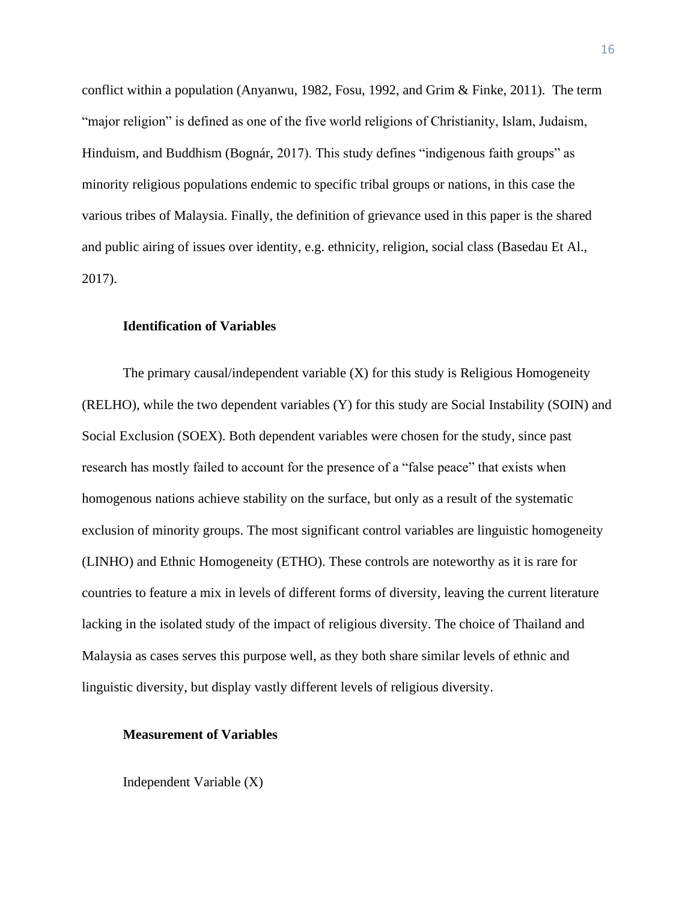conflict within a population (Anyanwu, 1982, Fosu, 1992, and Grim & Finke, 2011). The term "major religion" is defined as one of the five world religions of Christianity, Islam, Judaism, Hinduism, and Buddhism (Bognár, 2017). This study defines "indigenous faith groups" as minority religious populations endemic to specific tribal groups or nations, in this case the various tribes of Malaysia. Finally, the definition of grievance used in this paper is the shared and public airing of issues over identity, e.g. ethnicity, religion, social class (Basedau Et Al., 2017).

### Identification of Variables

The primary causal/independent variable (X) for this study is Religious Homogeneity (RELHO), while the two dependent variables (Y) for this study are Social Instability (SOIN) and Social Exclusion (SOEX). Both dependent variables were chosen for the study, since past research has mostly failed to account for the presence of a "false peace" that exists when homogenous nations achieve stability on the surface, but only as a result of the systematic exclusion of minority groups. The most significant control variables are linguistic homogeneity (LINHO) and Ethnic Homogeneity (ETHO). These controls are noteworthy as it is rare for countries to feature a mix in levels of different forms of diversity, leaving the current literature lacking in the isolated study of the impact of religious diversity. The choice of Thailand and Malaysia as cases serves this purpose well, as they both share similar levels of ethnic and linguistic diversity, but display vastly different levels of religious diversity.

### Measurement of Variables

Independent Variable (X)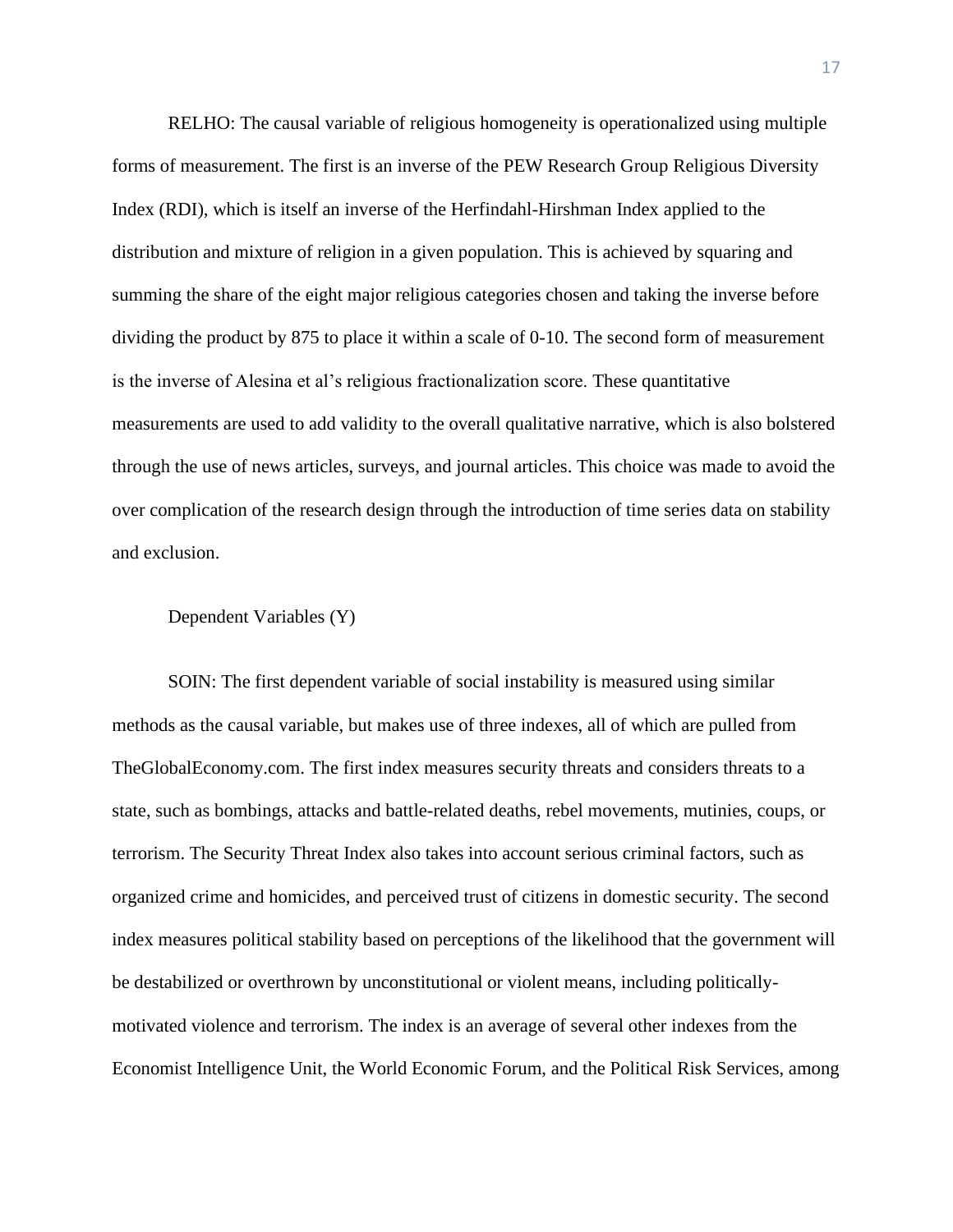RELHO: The causal variable of religious homogeneity is operationalized using multiple forms of measurement. The first is an inverse of the PEW Research Group Religious Diversity Index (RDI), which is itself an inverse of the Herfindahl-Hirshman Index applied to the distribution and mixture of religion in a given population. This is achieved by squaring and summing the share of the eight major religious categories chosen and taking the inverse before dividing the product by 875 to place it within a scale of 0-10. The second form of measurement is the inverse of Alesina et al's religious fractionalization score. These quantitative measurements are used to add validity to the overall qualitative narrative, which is also bolstered through the use of news articles, surveys, and journal articles. This choice was made to avoid the over complication of the research design through the introduction of time series data on stability and exclusion.

Dependent Variables (Y)

SOIN: The first dependent variable of social instability is measured using similar methods as the causal variable, but makes use of three indexes, all of which are pulled from TheGlobalEconomy.com. The first index measures security threats and considers threats to a state, such as bombings, attacks and battle-related deaths, rebel movements, mutinies, coups, or terrorism. The Security Threat Index also takes into account serious criminal factors, such as organized crime and homicides, and perceived trust of citizens in domestic security. The second index measures political stability based on perceptions of the likelihood that the government will be destabilized or overthrown by unconstitutional or violent means, including politically-motivated violence and terrorism. The index is an average of several other indexes from the Economist Intelligence Unit, the World Economic Forum, and the Political Risk Services, among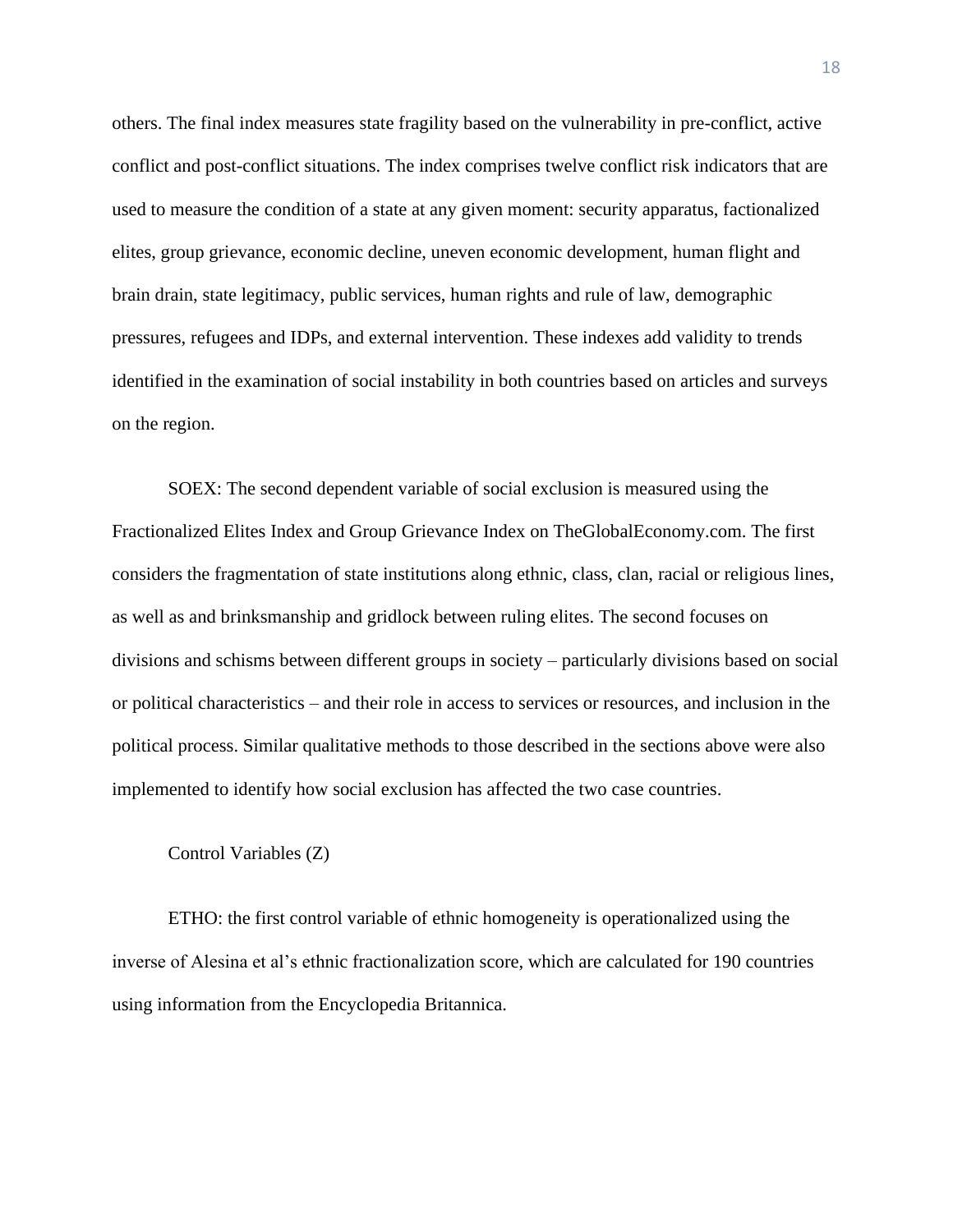others. The final index measures state fragility based on the vulnerability in pre-conflict, active conflict and post-conflict situations. The index comprises twelve conflict risk indicators that are used to measure the condition of a state at any given moment: security apparatus, factionalized elites, group grievance, economic decline, uneven economic development, human flight and brain drain, state legitimacy, public services, human rights and rule of law, demographic pressures, refugees and IDPs, and external intervention. These indexes add validity to trends identified in the examination of social instability in both countries based on articles and surveys on the region.

SOEX: The second dependent variable of social exclusion is measured using the Fractionalized Elites Index and Group Grievance Index on TheGlobalEconomy.com. The first considers the fragmentation of state institutions along ethnic, class, clan, racial or religious lines, as well as and brinksmanship and gridlock between ruling elites. The second focuses on divisions and schisms between different groups in society – particularly divisions based on social or political characteristics – and their role in access to services or resources, and inclusion in the political process. Similar qualitative methods to those described in the sections above were also implemented to identify how social exclusion has affected the two case countries.

Control Variables (Z)

ETHO: the first control variable of ethnic homogeneity is operationalized using the inverse of Alesina et al's ethnic fractionalization score, which are calculated for 190 countries using information from the Encyclopedia Britannica.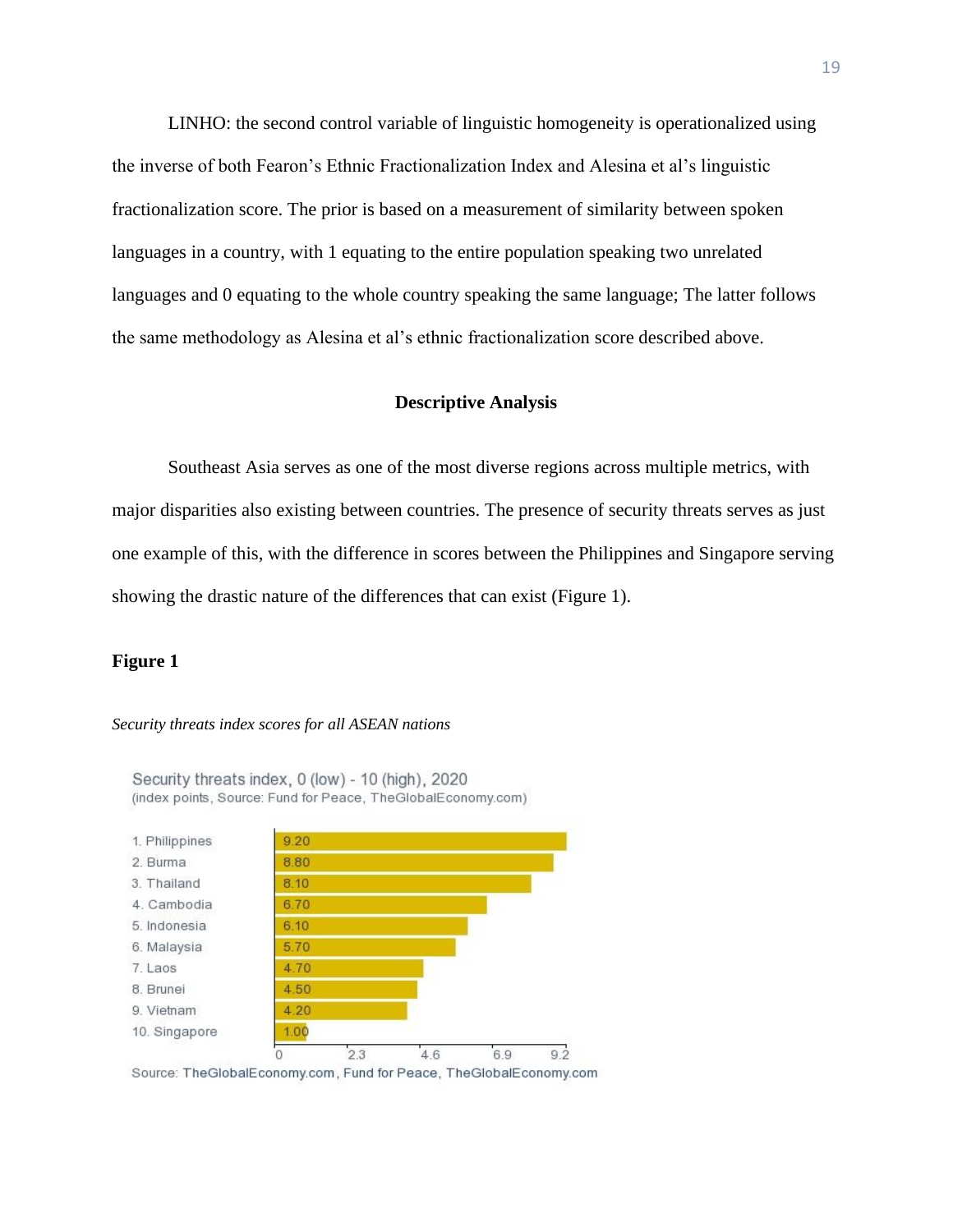LINHO: the second control variable of linguistic homogeneity is operationalized using the inverse of both Fearon's Ethnic Fractionalization Index and Alesina et al's linguistic fractionalization score. The prior is based on a measurement of similarity between spoken languages in a country, with 1 equating to the entire population speaking two unrelated languages and 0 equating to the whole country speaking the same language; The latter follows the same methodology as Alesina et al's ethnic fractionalization score described above.

## Descriptive Analysis

Southeast Asia serves as one of the most diverse regions across multiple metrics, with major disparities also existing between countries. The presence of security threats serves as just one example of this, with the difference in scores between the Philippines and Singapore serving showing the drastic nature of the differences that can exist (Figure 1).

**Figure 1**

*Security threats index scores for all ASEAN nations*

Security threats index, 0 (low) - 10 (high), 2020
(index points, Source: Fund for Peace, TheGlobalEconomy.com)

| Rank | Country | Score |
|---|---|---|
| 1. | Philippines | 9.20 |
| 2. | Burma | 8.80 |
| 3. | Thailand | 8.10 |
| 4. | Cambodia | 6.70 |
| 5. | Indonesia | 6.10 |
| 6. | Malaysia | 5.70 |
| 7. | Laos | 4.70 |
| 8. | Brunei | 4.50 |
| 9. | Vietnam | 4.20 |
| 10. | Singapore | 1.00 |

Source: TheGlobalEconomy.com, Fund for Peace, TheGlobalEconomy.com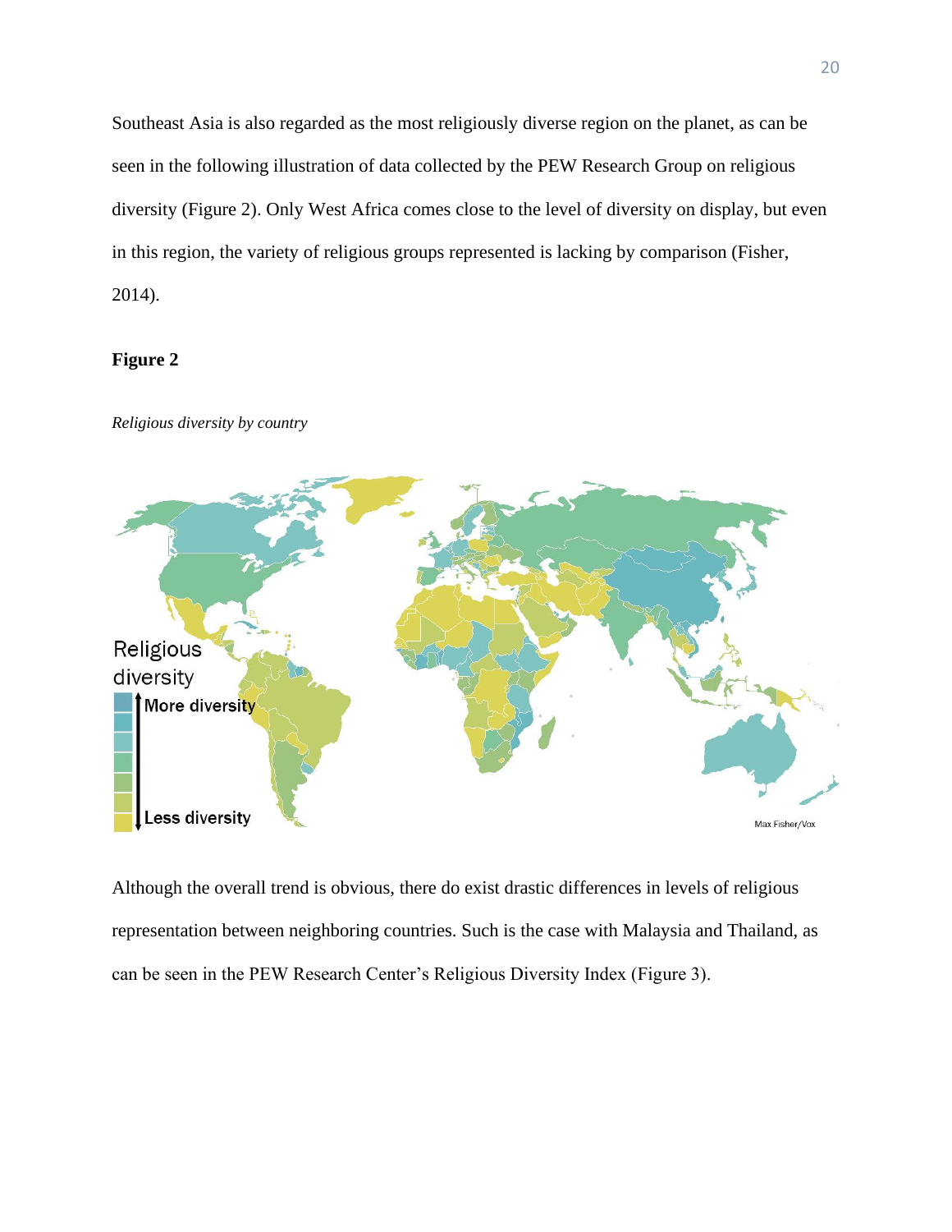Southeast Asia is also regarded as the most religiously diverse region on the planet, as can be seen in the following illustration of data collected by the PEW Research Group on religious diversity (Figure 2). Only West Africa comes close to the level of diversity on display, but even in this region, the variety of religious groups represented is lacking by comparison (Fisher, 2014).

**Figure 2**

*Religious diversity by country*

Although the overall trend is obvious, there do exist drastic differences in levels of religious representation between neighboring countries. Such is the case with Malaysia and Thailand, as can be seen in the PEW Research Center's Religious Diversity Index (Figure 3).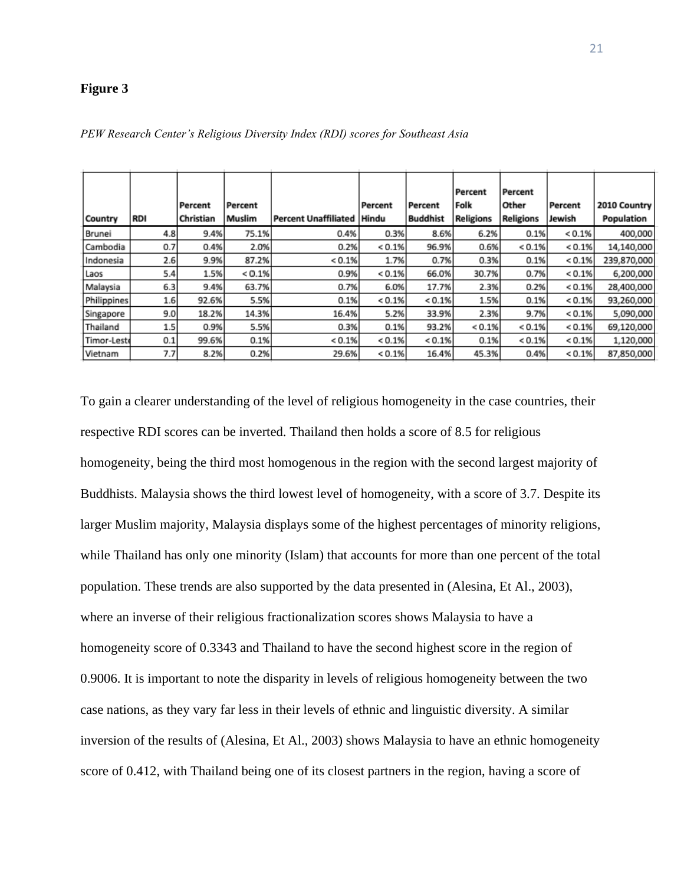**Figure 3**

*PEW Research Center's Religious Diversity Index (RDI) scores for Southeast Asia*

| Country | RDI | Percent Christian | Percent Muslim | Percent Unaffiliated | Percent Hindu | Percent Buddhist | Percent Folk Religions | Percent Other Religions | Percent Jewish | 2010 Country Population |
|---|---|---|---|---|---|---|---|---|---|---|
| Brunei | 4.8 | 9.4% | 75.1% | 0.4% | 0.3% | 8.6% | 6.2% | 0.1% | < 0.1% | 400,000 |
| Cambodia | 0.7 | 0.4% | 2.0% | 0.2% | < 0.1% | 96.9% | 0.6% | < 0.1% | < 0.1% | 14,140,000 |
| Indonesia | 2.6 | 9.9% | 87.2% | < 0.1% | 1.7% | 0.7% | 0.3% | 0.1% | < 0.1% | 239,870,000 |
| Laos | 5.4 | 1.5% | < 0.1% | 0.9% | < 0.1% | 66.0% | 30.7% | 0.7% | < 0.1% | 6,200,000 |
| Malaysia | 6.3 | 9.4% | 63.7% | 0.7% | 6.0% | 17.7% | 2.3% | 0.2% | < 0.1% | 28,400,000 |
| Philippines | 1.6 | 92.6% | 5.5% | 0.1% | < 0.1% | < 0.1% | 1.5% | 0.1% | < 0.1% | 93,260,000 |
| Singapore | 9.0 | 18.2% | 14.3% | 16.4% | 5.2% | 33.9% | 2.3% | 9.7% | < 0.1% | 5,090,000 |
| Thailand | 1.5 | 0.9% | 5.5% | 0.3% | 0.1% | 93.2% | < 0.1% | < 0.1% | < 0.1% | 69,120,000 |
| Timor-Leste | 0.1 | 99.6% | 0.1% | < 0.1% | < 0.1% | < 0.1% | 0.1% | < 0.1% | < 0.1% | 1,120,000 |
| Vietnam | 7.7 | 8.2% | 0.2% | 29.6% | < 0.1% | 16.4% | 45.3% | 0.4% | < 0.1% | 87,850,000 |

To gain a clearer understanding of the level of religious homogeneity in the case countries, their respective RDI scores can be inverted. Thailand then holds a score of 8.5 for religious homogeneity, being the third most homogenous in the region with the second largest majority of Buddhists. Malaysia shows the third lowest level of homogeneity, with a score of 3.7. Despite its larger Muslim majority, Malaysia displays some of the highest percentages of minority religions, while Thailand has only one minority (Islam) that accounts for more than one percent of the total population. These trends are also supported by the data presented in (Alesina, Et Al., 2003), where an inverse of their religious fractionalization scores shows Malaysia to have a homogeneity score of 0.3343 and Thailand to have the second highest score in the region of 0.9006. It is important to note the disparity in levels of religious homogeneity between the two case nations, as they vary far less in their levels of ethnic and linguistic diversity. A similar inversion of the results of (Alesina, Et Al., 2003) shows Malaysia to have an ethnic homogeneity score of 0.412, with Thailand being one of its closest partners in the region, having a score of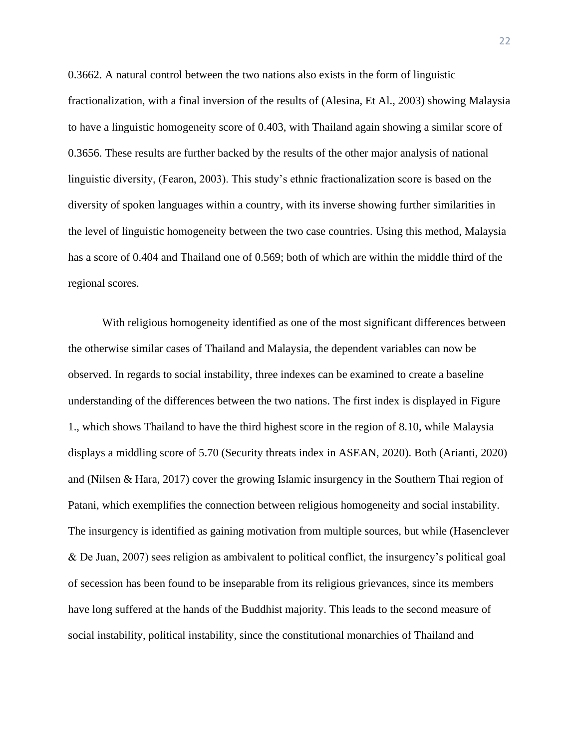0.3662. A natural control between the two nations also exists in the form of linguistic fractionalization, with a final inversion of the results of (Alesina, Et Al., 2003) showing Malaysia to have a linguistic homogeneity score of 0.403, with Thailand again showing a similar score of 0.3656. These results are further backed by the results of the other major analysis of national linguistic diversity, (Fearon, 2003). This study's ethnic fractionalization score is based on the diversity of spoken languages within a country, with its inverse showing further similarities in the level of linguistic homogeneity between the two case countries. Using this method, Malaysia has a score of 0.404 and Thailand one of 0.569; both of which are within the middle third of the regional scores.

With religious homogeneity identified as one of the most significant differences between the otherwise similar cases of Thailand and Malaysia, the dependent variables can now be observed. In regards to social instability, three indexes can be examined to create a baseline understanding of the differences between the two nations. The first index is displayed in Figure 1., which shows Thailand to have the third highest score in the region of 8.10, while Malaysia displays a middling score of 5.70 (Security threats index in ASEAN, 2020). Both (Arianti, 2020) and (Nilsen & Hara, 2017) cover the growing Islamic insurgency in the Southern Thai region of Patani, which exemplifies the connection between religious homogeneity and social instability. The insurgency is identified as gaining motivation from multiple sources, but while (Hasenclever & De Juan, 2007) sees religion as ambivalent to political conflict, the insurgency's political goal of secession has been found to be inseparable from its religious grievances, since its members have long suffered at the hands of the Buddhist majority. This leads to the second measure of social instability, political instability, since the constitutional monarchies of Thailand and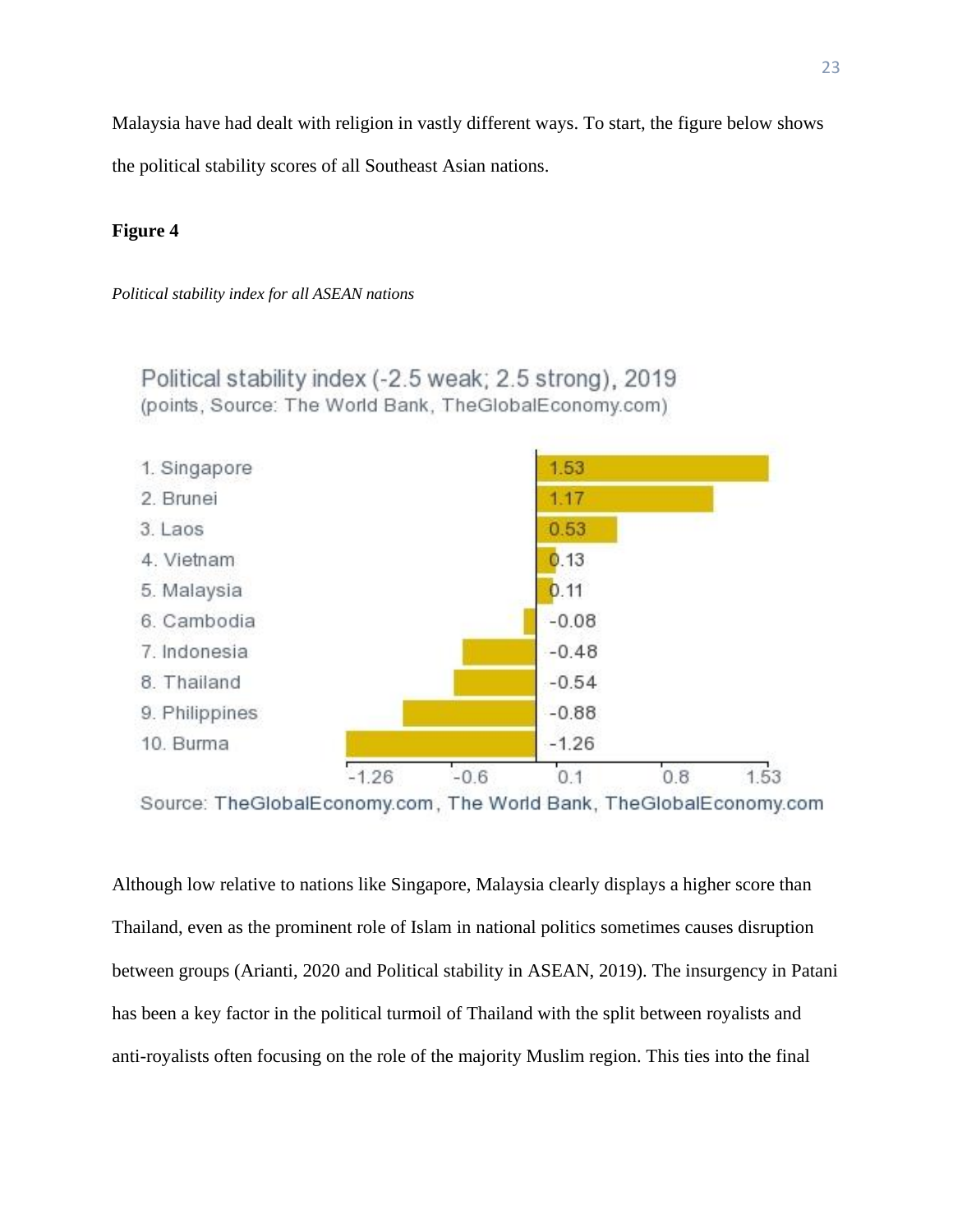Malaysia have had dealt with religion in vastly different ways. To start, the figure below shows the political stability scores of all Southeast Asian nations.

**Figure 4**

*Political stability index for all ASEAN nations*

Political stability index (-2.5 weak; 2.5 strong), 2019
(points, Source: The World Bank, TheGlobalEconomy.com)

| Country | Score |
|---|---|
| 1. Singapore | 1.53 |
| 2. Brunei | 1.17 |
| 3. Laos | 0.53 |
| 4. Vietnam | 0.13 |
| 5. Malaysia | 0.11 |
| 6. Cambodia | -0.08 |
| 7. Indonesia | -0.48 |
| 8. Thailand | -0.54 |
| 9. Philippines | -0.88 |
| 10. Burma | -1.26 |

Source: TheGlobalEconomy.com, The World Bank, TheGlobalEconomy.com

Although low relative to nations like Singapore, Malaysia clearly displays a higher score than Thailand, even as the prominent role of Islam in national politics sometimes causes disruption between groups (Arianti, 2020 and Political stability in ASEAN, 2019). The insurgency in Patani has been a key factor in the political turmoil of Thailand with the split between royalists and anti-royalists often focusing on the role of the majority Muslim region. This ties into the final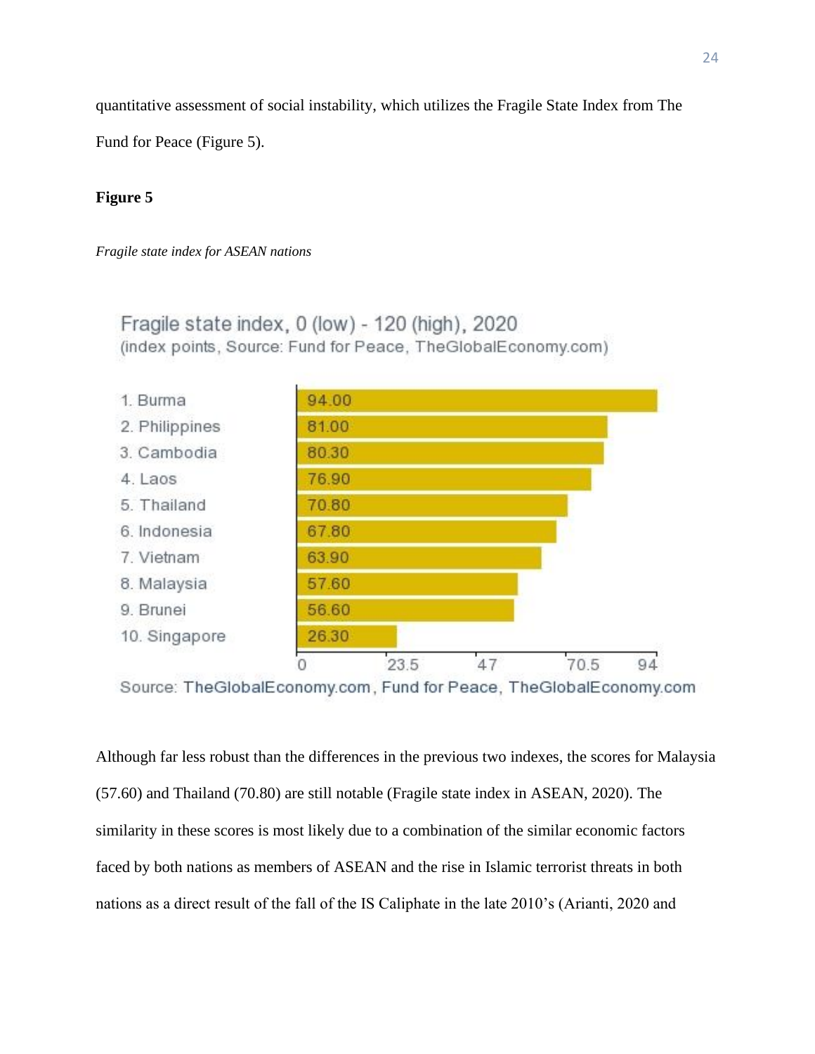quantitative assessment of social instability, which utilizes the Fragile State Index from The Fund for Peace (Figure 5).

**Figure 5**

*Fragile state index for ASEAN nations*

Fragile state index, 0 (low) - 120 (high), 2020
(index points, Source: Fund for Peace, TheGlobalEconomy.com)

| Country | Index points |
| --- | --- |
| 1. Burma | 94.00 |
| 2. Philippines | 81.00 |
| 3. Cambodia | 80.30 |
| 4. Laos | 76.90 |
| 5. Thailand | 70.80 |
| 6. Indonesia | 67.80 |
| 7. Vietnam | 63.90 |
| 8. Malaysia | 57.60 |
| 9. Brunei | 56.60 |
| 10. Singapore | 26.30 |

Source: TheGlobalEconomy.com, Fund for Peace, TheGlobalEconomy.com

Although far less robust than the differences in the previous two indexes, the scores for Malaysia (57.60) and Thailand (70.80) are still notable (Fragile state index in ASEAN, 2020). The similarity in these scores is most likely due to a combination of the similar economic factors faced by both nations as members of ASEAN and the rise in Islamic terrorist threats in both nations as a direct result of the fall of the IS Caliphate in the late 2010's (Arianti, 2020 and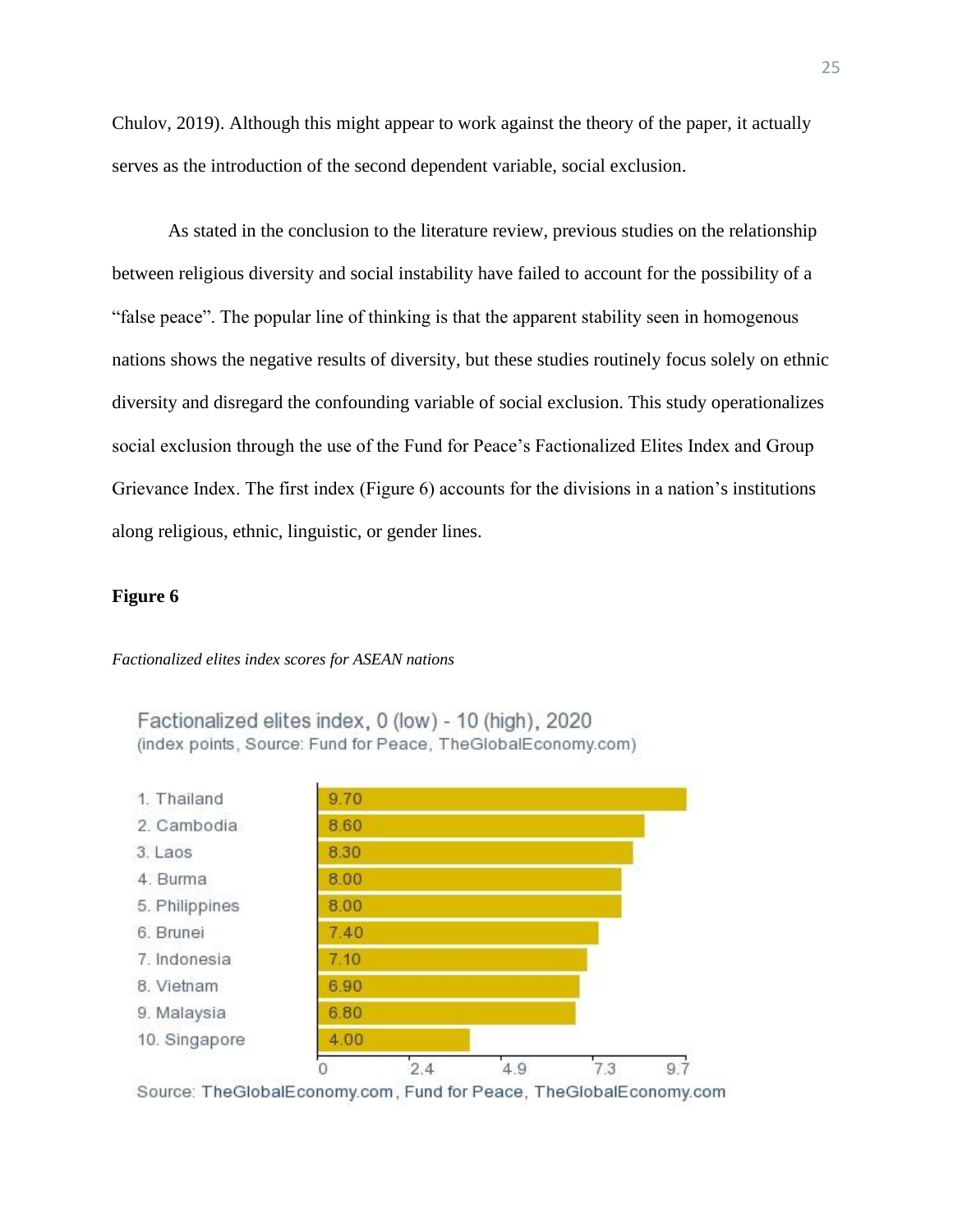Chulov, 2019). Although this might appear to work against the theory of the paper, it actually serves as the introduction of the second dependent variable, social exclusion.

As stated in the conclusion to the literature review, previous studies on the relationship between religious diversity and social instability have failed to account for the possibility of a "false peace". The popular line of thinking is that the apparent stability seen in homogenous nations shows the negative results of diversity, but these studies routinely focus solely on ethnic diversity and disregard the confounding variable of social exclusion. This study operationalizes social exclusion through the use of the Fund for Peace's Factionalized Elites Index and Group Grievance Index. The first index (Figure 6) accounts for the divisions in a nation's institutions along religious, ethnic, linguistic, or gender lines.

**Figure 6**

*Factionalized elites index scores for ASEAN nations*

Factionalized elites index, 0 (low) - 10 (high), 2020
(index points, Source: Fund for Peace, TheGlobalEconomy.com)

| Country | Index points |
|---|---|
| 1. Thailand | 9.70 |
| 2. Cambodia | 8.60 |
| 3. Laos | 8.30 |
| 4. Burma | 8.00 |
| 5. Philippines | 8.00 |
| 6. Brunei | 7.40 |
| 7. Indonesia | 7.10 |
| 8. Vietnam | 6.90 |
| 9. Malaysia | 6.80 |
| 10. Singapore | 4.00 |

Source: TheGlobalEconomy.com, Fund for Peace, TheGlobalEconomy.com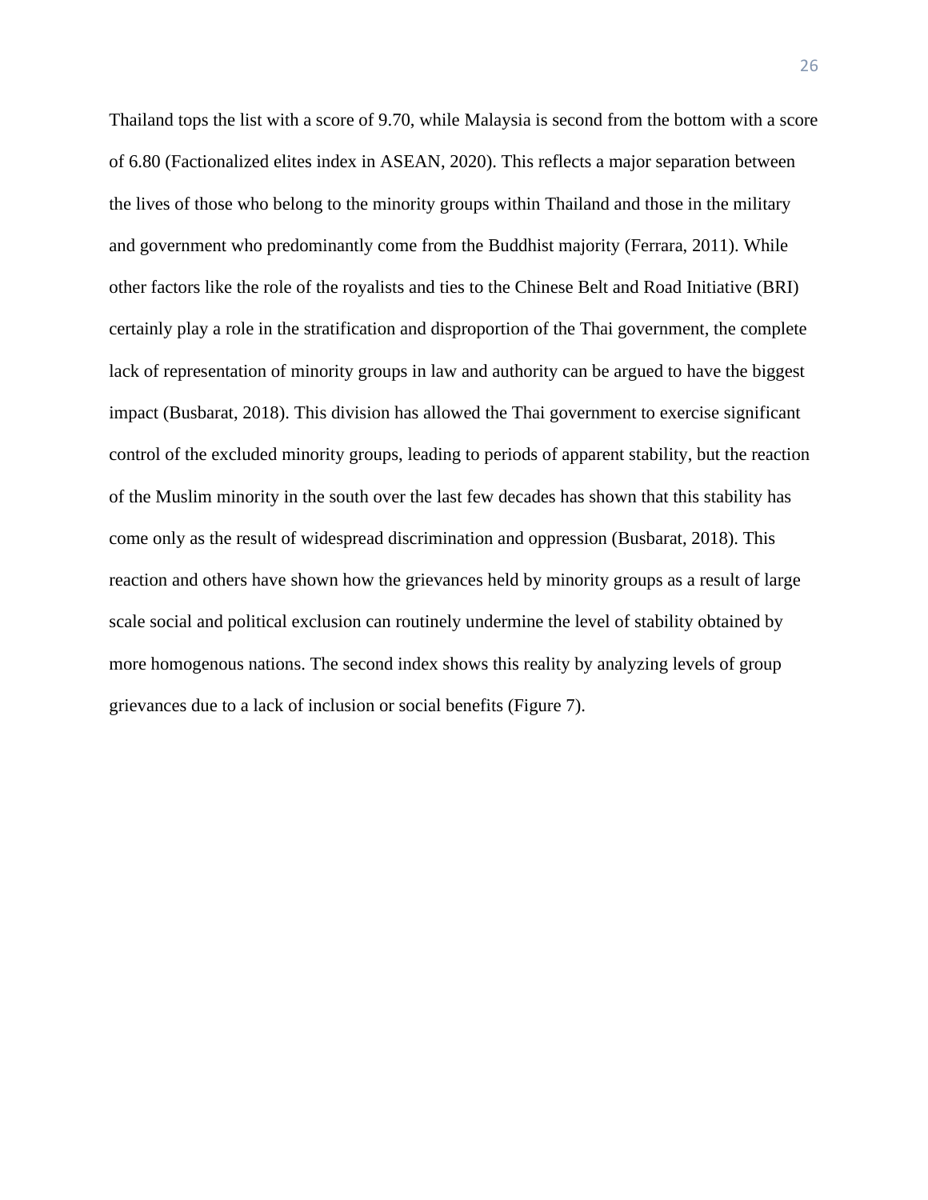Thailand tops the list with a score of 9.70, while Malaysia is second from the bottom with a score of 6.80 (Factionalized elites index in ASEAN, 2020). This reflects a major separation between the lives of those who belong to the minority groups within Thailand and those in the military and government who predominantly come from the Buddhist majority (Ferrara, 2011). While other factors like the role of the royalists and ties to the Chinese Belt and Road Initiative (BRI) certainly play a role in the stratification and disproportion of the Thai government, the complete lack of representation of minority groups in law and authority can be argued to have the biggest impact (Busbarat, 2018). This division has allowed the Thai government to exercise significant control of the excluded minority groups, leading to periods of apparent stability, but the reaction of the Muslim minority in the south over the last few decades has shown that this stability has come only as the result of widespread discrimination and oppression (Busbarat, 2018). This reaction and others have shown how the grievances held by minority groups as a result of large scale social and political exclusion can routinely undermine the level of stability obtained by more homogenous nations. The second index shows this reality by analyzing levels of group grievances due to a lack of inclusion or social benefits (Figure 7).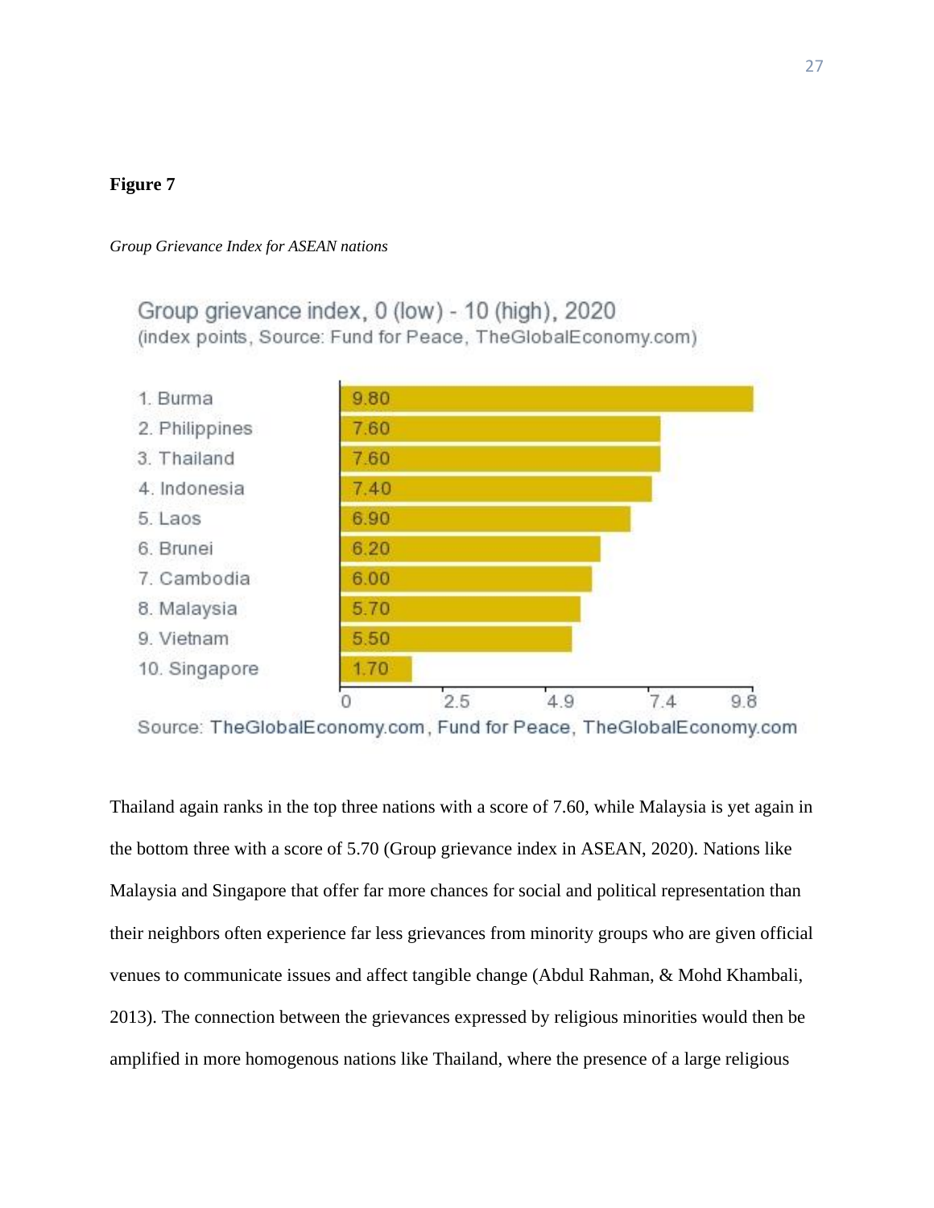**Figure 7**

*Group Grievance Index for ASEAN nations*

Group grievance index, 0 (low) - 10 (high), 2020
(index points, Source: Fund for Peace, TheGlobalEconomy.com)

| Country | Index |
|---|---|
| 1. Burma | 9.80 |
| 2. Philippines | 7.60 |
| 3. Thailand | 7.60 |
| 4. Indonesia | 7.40 |
| 5. Laos | 6.90 |
| 6. Brunei | 6.20 |
| 7. Cambodia | 6.00 |
| 8. Malaysia | 5.70 |
| 9. Vietnam | 5.50 |
| 10. Singapore | 1.70 |

Source: TheGlobalEconomy.com, Fund for Peace, TheGlobalEconomy.com

Thailand again ranks in the top three nations with a score of 7.60, while Malaysia is yet again in the bottom three with a score of 5.70 (Group grievance index in ASEAN, 2020). Nations like Malaysia and Singapore that offer far more chances for social and political representation than their neighbors often experience far less grievances from minority groups who are given official venues to communicate issues and affect tangible change (Abdul Rahman, & Mohd Khambali, 2013). The connection between the grievances expressed by religious minorities would then be amplified in more homogenous nations like Thailand, where the presence of a large religious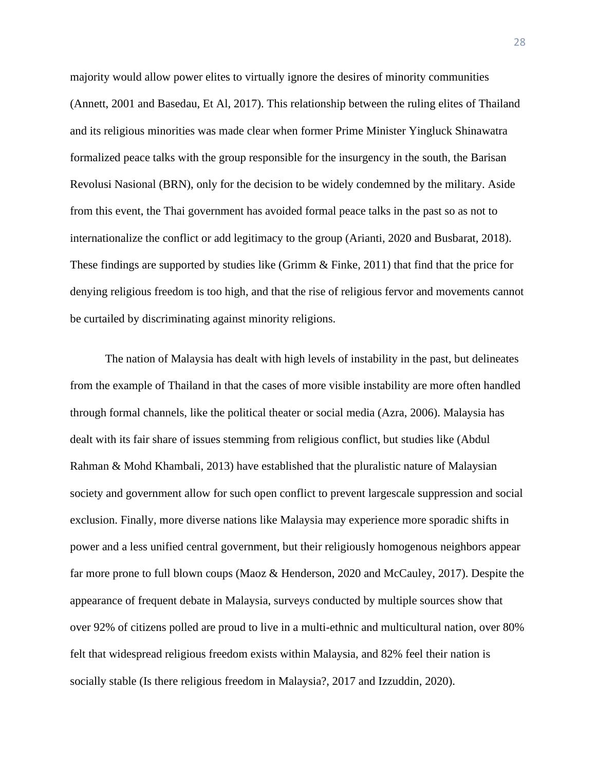majority would allow power elites to virtually ignore the desires of minority communities (Annett, 2001 and Basedau, Et Al, 2017). This relationship between the ruling elites of Thailand and its religious minorities was made clear when former Prime Minister Yingluck Shinawatra formalized peace talks with the group responsible for the insurgency in the south, the Barisan Revolusi Nasional (BRN), only for the decision to be widely condemned by the military. Aside from this event, the Thai government has avoided formal peace talks in the past so as not to internationalize the conflict or add legitimacy to the group (Arianti, 2020 and Busbarat, 2018). These findings are supported by studies like (Grimm & Finke, 2011) that find that the price for denying religious freedom is too high, and that the rise of religious fervor and movements cannot be curtailed by discriminating against minority religions.

The nation of Malaysia has dealt with high levels of instability in the past, but delineates from the example of Thailand in that the cases of more visible instability are more often handled through formal channels, like the political theater or social media (Azra, 2006). Malaysia has dealt with its fair share of issues stemming from religious conflict, but studies like (Abdul Rahman & Mohd Khambali, 2013) have established that the pluralistic nature of Malaysian society and government allow for such open conflict to prevent largescale suppression and social exclusion. Finally, more diverse nations like Malaysia may experience more sporadic shifts in power and a less unified central government, but their religiously homogenous neighbors appear far more prone to full blown coups (Maoz & Henderson, 2020 and McCauley, 2017). Despite the appearance of frequent debate in Malaysia, surveys conducted by multiple sources show that over 92% of citizens polled are proud to live in a multi-ethnic and multicultural nation, over 80% felt that widespread religious freedom exists within Malaysia, and 82% feel their nation is socially stable (Is there religious freedom in Malaysia?, 2017 and Izzuddin, 2020).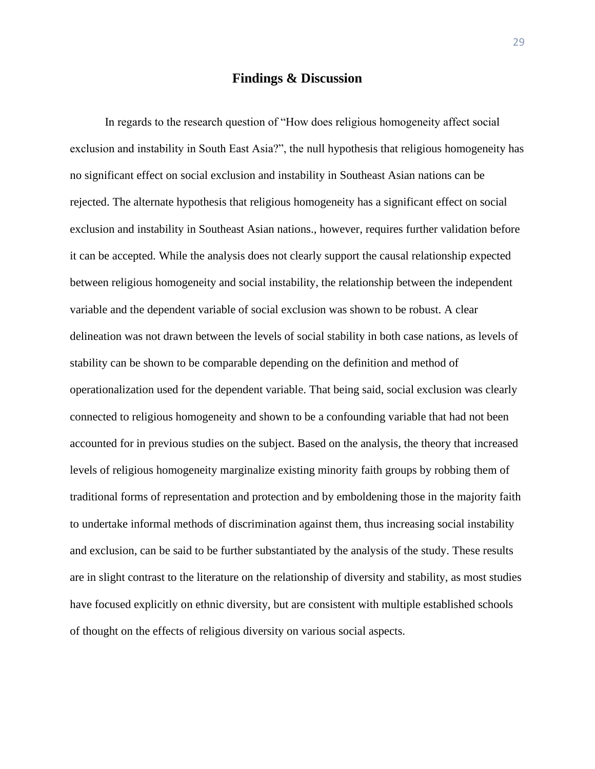# Findings & Discussion

In regards to the research question of "How does religious homogeneity affect social exclusion and instability in South East Asia?", the null hypothesis that religious homogeneity has no significant effect on social exclusion and instability in Southeast Asian nations can be rejected. The alternate hypothesis that religious homogeneity has a significant effect on social exclusion and instability in Southeast Asian nations., however, requires further validation before it can be accepted. While the analysis does not clearly support the causal relationship expected between religious homogeneity and social instability, the relationship between the independent variable and the dependent variable of social exclusion was shown to be robust. A clear delineation was not drawn between the levels of social stability in both case nations, as levels of stability can be shown to be comparable depending on the definition and method of operationalization used for the dependent variable. That being said, social exclusion was clearly connected to religious homogeneity and shown to be a confounding variable that had not been accounted for in previous studies on the subject. Based on the analysis, the theory that increased levels of religious homogeneity marginalize existing minority faith groups by robbing them of traditional forms of representation and protection and by emboldening those in the majority faith to undertake informal methods of discrimination against them, thus increasing social instability and exclusion, can be said to be further substantiated by the analysis of the study. These results are in slight contrast to the literature on the relationship of diversity and stability, as most studies have focused explicitly on ethnic diversity, but are consistent with multiple established schools of thought on the effects of religious diversity on various social aspects.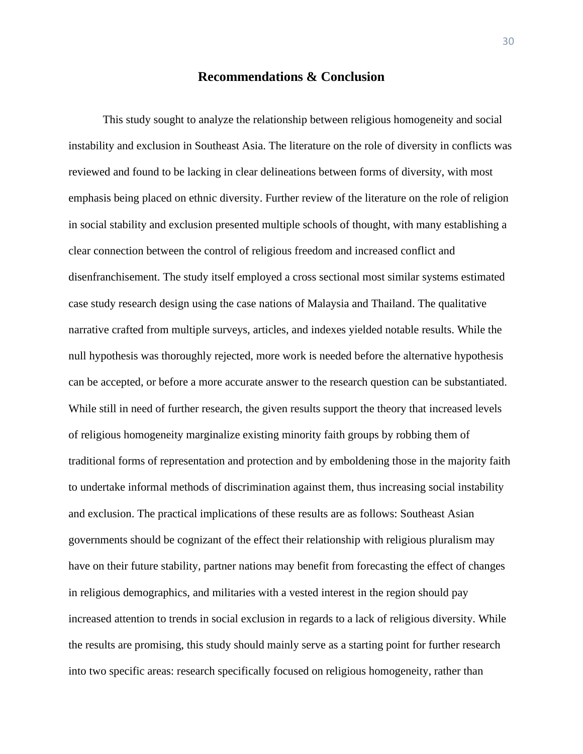## Recommendations & Conclusion

This study sought to analyze the relationship between religious homogeneity and social instability and exclusion in Southeast Asia. The literature on the role of diversity in conflicts was reviewed and found to be lacking in clear delineations between forms of diversity, with most emphasis being placed on ethnic diversity. Further review of the literature on the role of religion in social stability and exclusion presented multiple schools of thought, with many establishing a clear connection between the control of religious freedom and increased conflict and disenfranchisement. The study itself employed a cross sectional most similar systems estimated case study research design using the case nations of Malaysia and Thailand. The qualitative narrative crafted from multiple surveys, articles, and indexes yielded notable results. While the null hypothesis was thoroughly rejected, more work is needed before the alternative hypothesis can be accepted, or before a more accurate answer to the research question can be substantiated. While still in need of further research, the given results support the theory that increased levels of religious homogeneity marginalize existing minority faith groups by robbing them of traditional forms of representation and protection and by emboldening those in the majority faith to undertake informal methods of discrimination against them, thus increasing social instability and exclusion. The practical implications of these results are as follows: Southeast Asian governments should be cognizant of the effect their relationship with religious pluralism may have on their future stability, partner nations may benefit from forecasting the effect of changes in religious demographics, and militaries with a vested interest in the region should pay increased attention to trends in social exclusion in regards to a lack of religious diversity. While the results are promising, this study should mainly serve as a starting point for further research into two specific areas: research specifically focused on religious homogeneity, rather than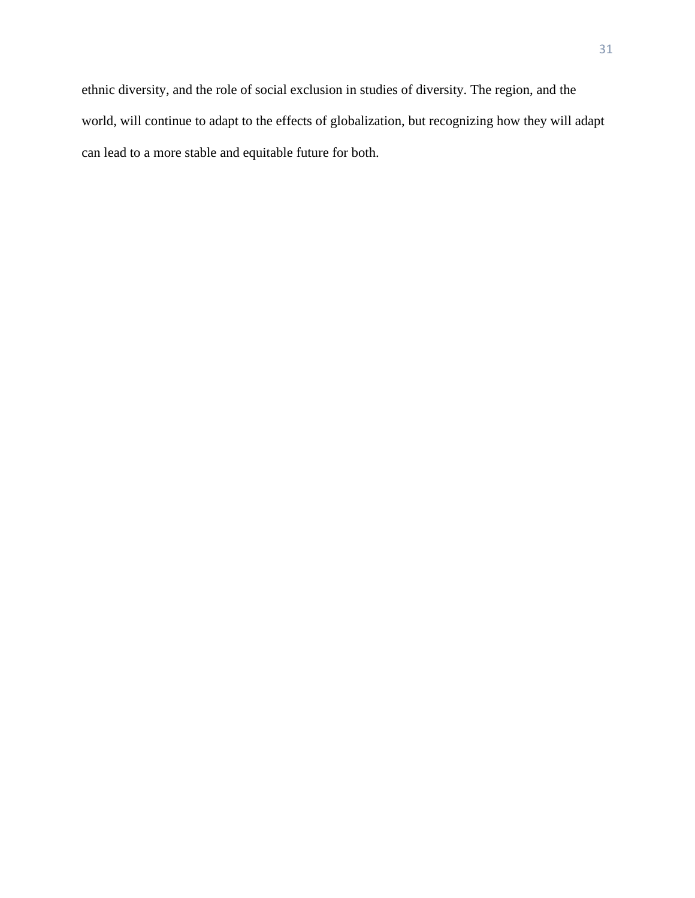ethnic diversity, and the role of social exclusion in studies of diversity. The region, and the world, will continue to adapt to the effects of globalization, but recognizing how they will adapt can lead to a more stable and equitable future for both.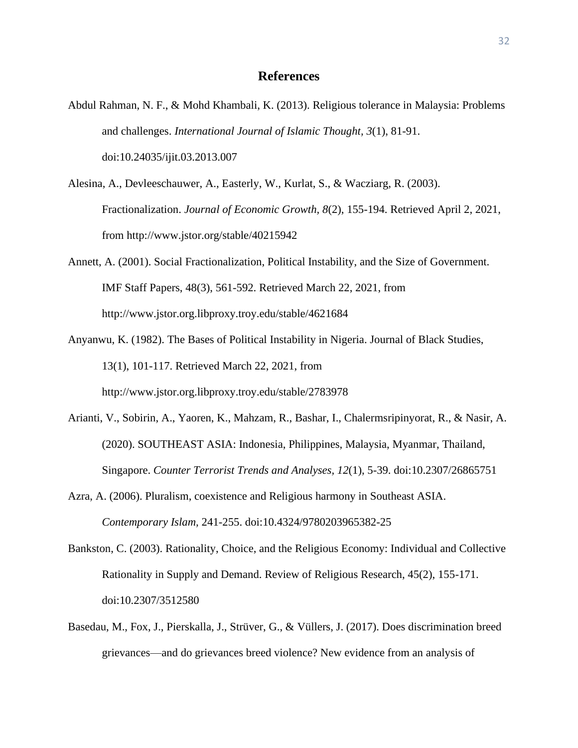# References

Abdul Rahman, N. F., & Mohd Khambali, K. (2013). Religious tolerance in Malaysia: Problems and challenges. *International Journal of Islamic Thought, 3*(1), 81-91. doi:10.24035/ijit.03.2013.007

Alesina, A., Devleeschauwer, A., Easterly, W., Kurlat, S., & Wacziarg, R. (2003). Fractionalization. *Journal of Economic Growth, 8*(2), 155-194. Retrieved April 2, 2021, from http://www.jstor.org/stable/40215942

Annett, A. (2001). Social Fractionalization, Political Instability, and the Size of Government. IMF Staff Papers, 48(3), 561-592. Retrieved March 22, 2021, from http://www.jstor.org.libproxy.troy.edu/stable/4621684

Anyanwu, K. (1982). The Bases of Political Instability in Nigeria. Journal of Black Studies, 13(1), 101-117. Retrieved March 22, 2021, from http://www.jstor.org.libproxy.troy.edu/stable/2783978

Arianti, V., Sobirin, A., Yaoren, K., Mahzam, R., Bashar, I., Chalermsripinyorat, R., & Nasir, A. (2020). SOUTHEAST ASIA: Indonesia, Philippines, Malaysia, Myanmar, Thailand, Singapore. *Counter Terrorist Trends and Analyses, 12*(1), 5-39. doi:10.2307/26865751

Azra, A. (2006). Pluralism, coexistence and Religious harmony in Southeast ASIA. *Contemporary Islam*, 241-255. doi:10.4324/9780203965382-25

Bankston, C. (2003). Rationality, Choice, and the Religious Economy: Individual and Collective Rationality in Supply and Demand. Review of Religious Research, 45(2), 155-171. doi:10.2307/3512580

Basedau, M., Fox, J., Pierskalla, J., Strüver, G., & Vüllers, J. (2017). Does discrimination breed grievances—and do grievances breed violence? New evidence from an analysis of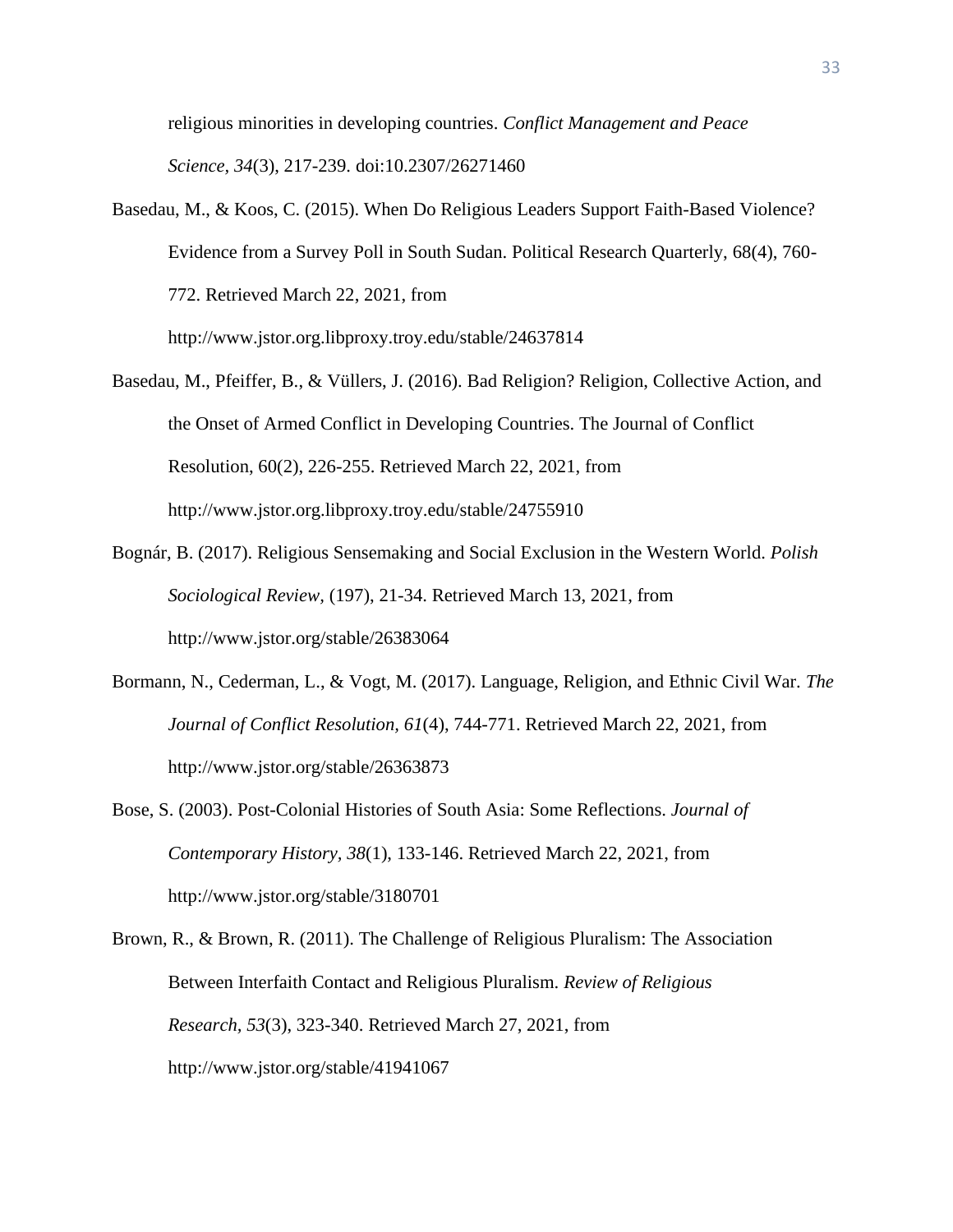religious minorities in developing countries. *Conflict Management and Peace Science, 34*(3), 217-239. doi:10.2307/26271460

Basedau, M., & Koos, C. (2015). When Do Religious Leaders Support Faith-Based Violence? Evidence from a Survey Poll in South Sudan. Political Research Quarterly, 68(4), 760-772. Retrieved March 22, 2021, from http://www.jstor.org.libproxy.troy.edu/stable/24637814

Basedau, M., Pfeiffer, B., & Vüllers, J. (2016). Bad Religion? Religion, Collective Action, and the Onset of Armed Conflict in Developing Countries. The Journal of Conflict Resolution, 60(2), 226-255. Retrieved March 22, 2021, from http://www.jstor.org.libproxy.troy.edu/stable/24755910

Bognár, B. (2017). Religious Sensemaking and Social Exclusion in the Western World. *Polish Sociological Review,* (197), 21-34. Retrieved March 13, 2021, from http://www.jstor.org/stable/26383064

Bormann, N., Cederman, L., & Vogt, M. (2017). Language, Religion, and Ethnic Civil War. *The Journal of Conflict Resolution, 61*(4), 744-771. Retrieved March 22, 2021, from http://www.jstor.org/stable/26363873

Bose, S. (2003). Post-Colonial Histories of South Asia: Some Reflections. *Journal of Contemporary History, 38*(1), 133-146. Retrieved March 22, 2021, from http://www.jstor.org/stable/3180701

Brown, R., & Brown, R. (2011). The Challenge of Religious Pluralism: The Association Between Interfaith Contact and Religious Pluralism. *Review of Religious Research, 53*(3), 323-340. Retrieved March 27, 2021, from http://www.jstor.org/stable/41941067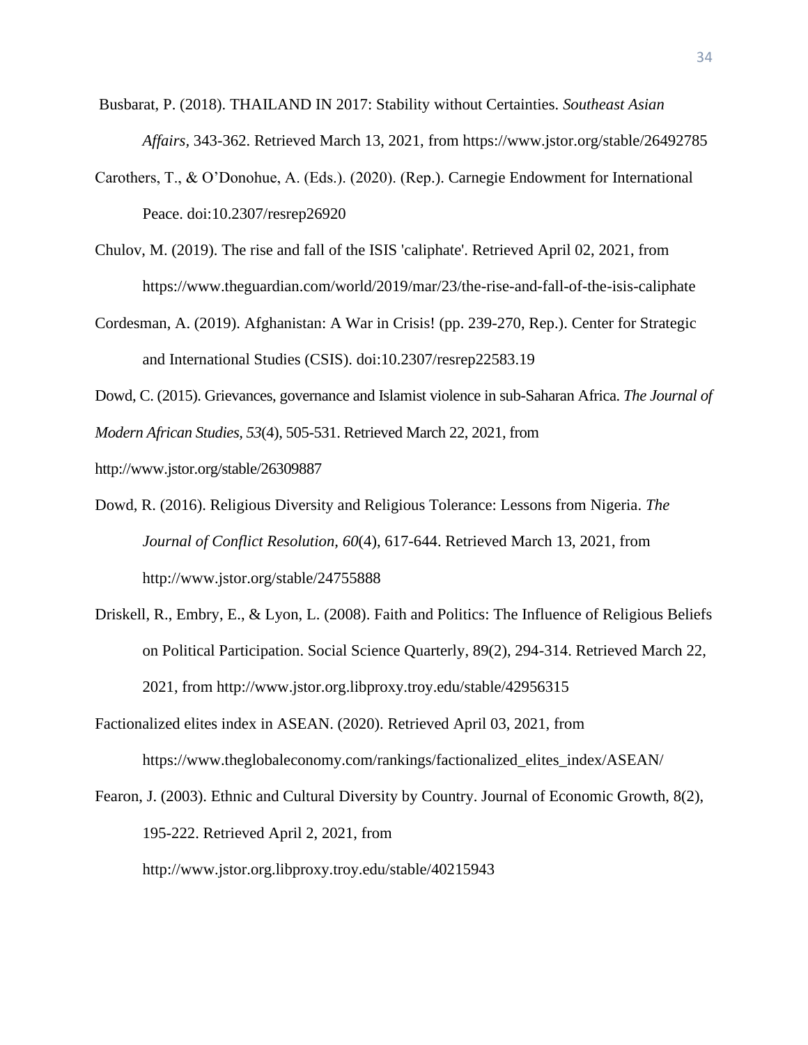Busbarat, P. (2018). THAILAND IN 2017: Stability without Certainties. *Southeast Asian Affairs,* 343-362. Retrieved March 13, 2021, from https://www.jstor.org/stable/26492785

Carothers, T., & O'Donohue, A. (Eds.). (2020). (Rep.). Carnegie Endowment for International Peace. doi:10.2307/resrep26920

Chulov, M. (2019). The rise and fall of the ISIS 'caliphate'. Retrieved April 02, 2021, from https://www.theguardian.com/world/2019/mar/23/the-rise-and-fall-of-the-isis-caliphate

Cordesman, A. (2019). Afghanistan: A War in Crisis! (pp. 239-270, Rep.). Center for Strategic and International Studies (CSIS). doi:10.2307/resrep22583.19

Dowd, C. (2015). Grievances, governance and Islamist violence in sub-Saharan Africa. *The Journal of Modern African Studies, 53*(4), 505-531. Retrieved March 22, 2021, from http://www.jstor.org/stable/26309887

Dowd, R. (2016). Religious Diversity and Religious Tolerance: Lessons from Nigeria. *The Journal of Conflict Resolution, 60*(4), 617-644. Retrieved March 13, 2021, from http://www.jstor.org/stable/24755888

Driskell, R., Embry, E., & Lyon, L. (2008). Faith and Politics: The Influence of Religious Beliefs on Political Participation. Social Science Quarterly, 89(2), 294-314. Retrieved March 22, 2021, from http://www.jstor.org.libproxy.troy.edu/stable/42956315

Factionalized elites index in ASEAN. (2020). Retrieved April 03, 2021, from https://www.theglobaleconomy.com/rankings/factionalized_elites_index/ASEAN/

Fearon, J. (2003). Ethnic and Cultural Diversity by Country. Journal of Economic Growth, 8(2), 195-222. Retrieved April 2, 2021, from http://www.jstor.org.libproxy.troy.edu/stable/40215943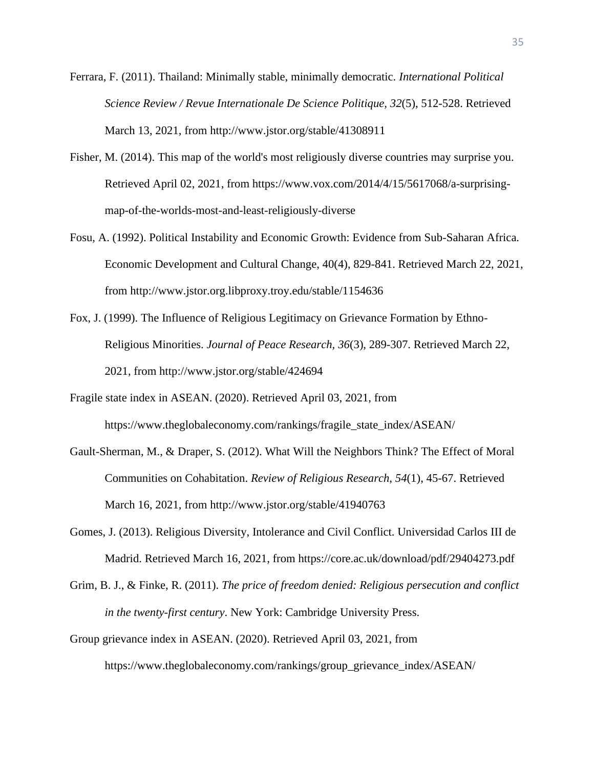Ferrara, F. (2011). Thailand: Minimally stable, minimally democratic. *International Political Science Review / Revue Internationale De Science Politique, 32*(5), 512-528. Retrieved March 13, 2021, from http://www.jstor.org/stable/41308911

Fisher, M. (2014). This map of the world's most religiously diverse countries may surprise you. Retrieved April 02, 2021, from https://www.vox.com/2014/4/15/5617068/a-surprising-map-of-the-worlds-most-and-least-religiously-diverse

Fosu, A. (1992). Political Instability and Economic Growth: Evidence from Sub-Saharan Africa. Economic Development and Cultural Change, 40(4), 829-841. Retrieved March 22, 2021, from http://www.jstor.org.libproxy.troy.edu/stable/1154636

Fox, J. (1999). The Influence of Religious Legitimacy on Grievance Formation by Ethno-Religious Minorities. *Journal of Peace Research, 36*(3), 289-307. Retrieved March 22, 2021, from http://www.jstor.org/stable/424694

Fragile state index in ASEAN. (2020). Retrieved April 03, 2021, from https://www.theglobaleconomy.com/rankings/fragile_state_index/ASEAN/

Gault-Sherman, M., & Draper, S. (2012). What Will the Neighbors Think? The Effect of Moral Communities on Cohabitation. *Review of Religious Research, 54*(1), 45-67. Retrieved March 16, 2021, from http://www.jstor.org/stable/41940763

Gomes, J. (2013). Religious Diversity, Intolerance and Civil Conflict. Universidad Carlos III de Madrid. Retrieved March 16, 2021, from https://core.ac.uk/download/pdf/29404273.pdf

Grim, B. J., & Finke, R. (2011). *The price of freedom denied: Religious persecution and conflict in the twenty-first century*. New York: Cambridge University Press.

Group grievance index in ASEAN. (2020). Retrieved April 03, 2021, from https://www.theglobaleconomy.com/rankings/group_grievance_index/ASEAN/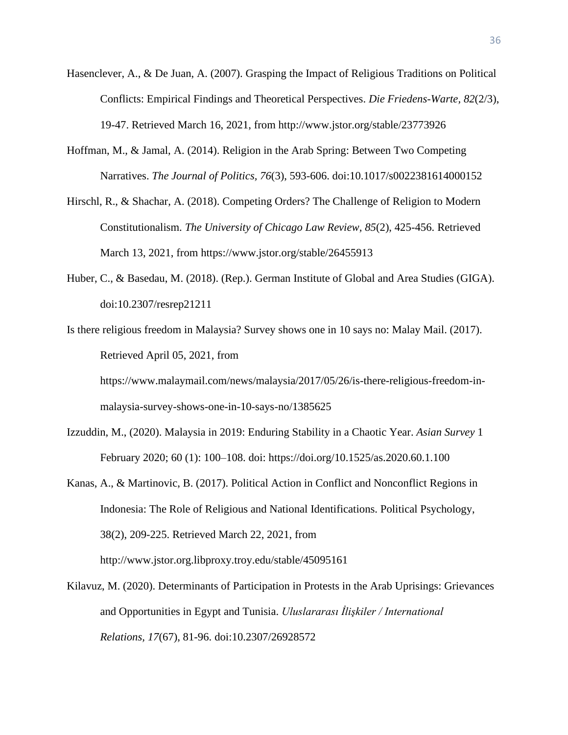Hasenclever, A., & De Juan, A. (2007). Grasping the Impact of Religious Traditions on Political Conflicts: Empirical Findings and Theoretical Perspectives. *Die Friedens-Warte, 82*(2/3), 19-47. Retrieved March 16, 2021, from http://www.jstor.org/stable/23773926

Hoffman, M., & Jamal, A. (2014). Religion in the Arab Spring: Between Two Competing Narratives. *The Journal of Politics, 76*(3), 593-606. doi:10.1017/s0022381614000152

Hirschl, R., & Shachar, A. (2018). Competing Orders? The Challenge of Religion to Modern Constitutionalism. *The University of Chicago Law Review, 85*(2), 425-456. Retrieved March 13, 2021, from https://www.jstor.org/stable/26455913

Huber, C., & Basedau, M. (2018). (Rep.). German Institute of Global and Area Studies (GIGA). doi:10.2307/resrep21211

Is there religious freedom in Malaysia? Survey shows one in 10 says no: Malay Mail. (2017). Retrieved April 05, 2021, from https://www.malaymail.com/news/malaysia/2017/05/26/is-there-religious-freedom-in-malaysia-survey-shows-one-in-10-says-no/1385625

Izzuddin, M., (2020). Malaysia in 2019: Enduring Stability in a Chaotic Year. *Asian Survey* 1 February 2020; 60 (1): 100–108. doi: https://doi.org/10.1525/as.2020.60.1.100

Kanas, A., & Martinovic, B. (2017). Political Action in Conflict and Nonconflict Regions in Indonesia: The Role of Religious and National Identifications. Political Psychology, 38(2), 209-225. Retrieved March 22, 2021, from http://www.jstor.org.libproxy.troy.edu/stable/45095161

Kilavuz, M. (2020). Determinants of Participation in Protests in the Arab Uprisings: Grievances and Opportunities in Egypt and Tunisia. *Uluslararası İlişkiler / International Relations, 17*(67), 81-96. doi:10.2307/26928572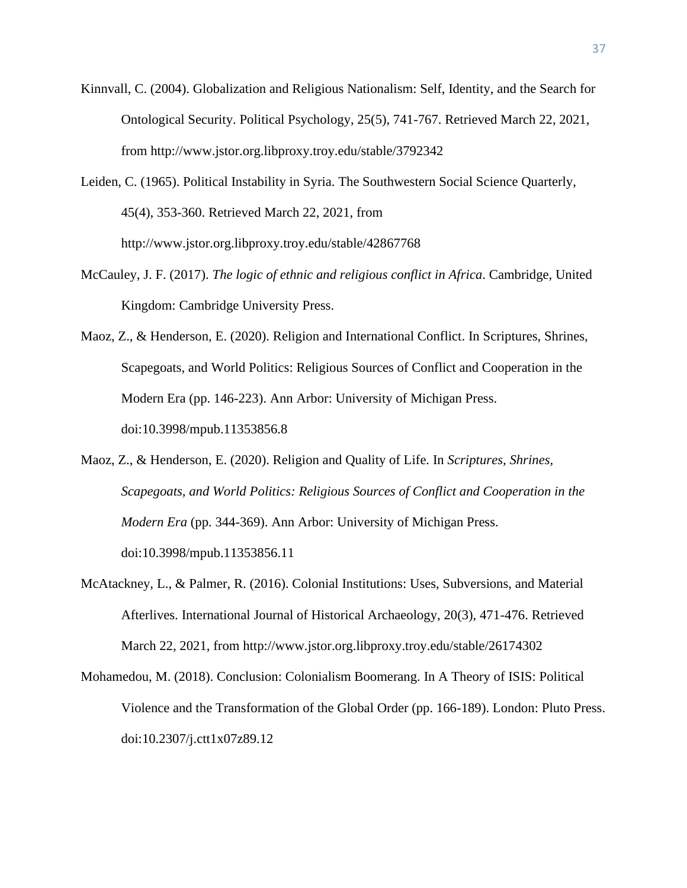Kinnvall, C. (2004). Globalization and Religious Nationalism: Self, Identity, and the Search for Ontological Security. Political Psychology, 25(5), 741-767. Retrieved March 22, 2021, from http://www.jstor.org.libproxy.troy.edu/stable/3792342

Leiden, C. (1965). Political Instability in Syria. The Southwestern Social Science Quarterly, 45(4), 353-360. Retrieved March 22, 2021, from http://www.jstor.org.libproxy.troy.edu/stable/42867768

McCauley, J. F. (2017). *The logic of ethnic and religious conflict in Africa*. Cambridge, United Kingdom: Cambridge University Press.

Maoz, Z., & Henderson, E. (2020). Religion and International Conflict. In Scriptures, Shrines, Scapegoats, and World Politics: Religious Sources of Conflict and Cooperation in the Modern Era (pp. 146-223). Ann Arbor: University of Michigan Press. doi:10.3998/mpub.11353856.8

Maoz, Z., & Henderson, E. (2020). Religion and Quality of Life. In *Scriptures, Shrines, Scapegoats, and World Politics: Religious Sources of Conflict and Cooperation in the Modern Era* (pp. 344-369). Ann Arbor: University of Michigan Press. doi:10.3998/mpub.11353856.11

McAtackney, L., & Palmer, R. (2016). Colonial Institutions: Uses, Subversions, and Material Afterlives. International Journal of Historical Archaeology, 20(3), 471-476. Retrieved March 22, 2021, from http://www.jstor.org.libproxy.troy.edu/stable/26174302

Mohamedou, M. (2018). Conclusion: Colonialism Boomerang. In A Theory of ISIS: Political Violence and the Transformation of the Global Order (pp. 166-189). London: Pluto Press. doi:10.2307/j.ctt1x07z89.12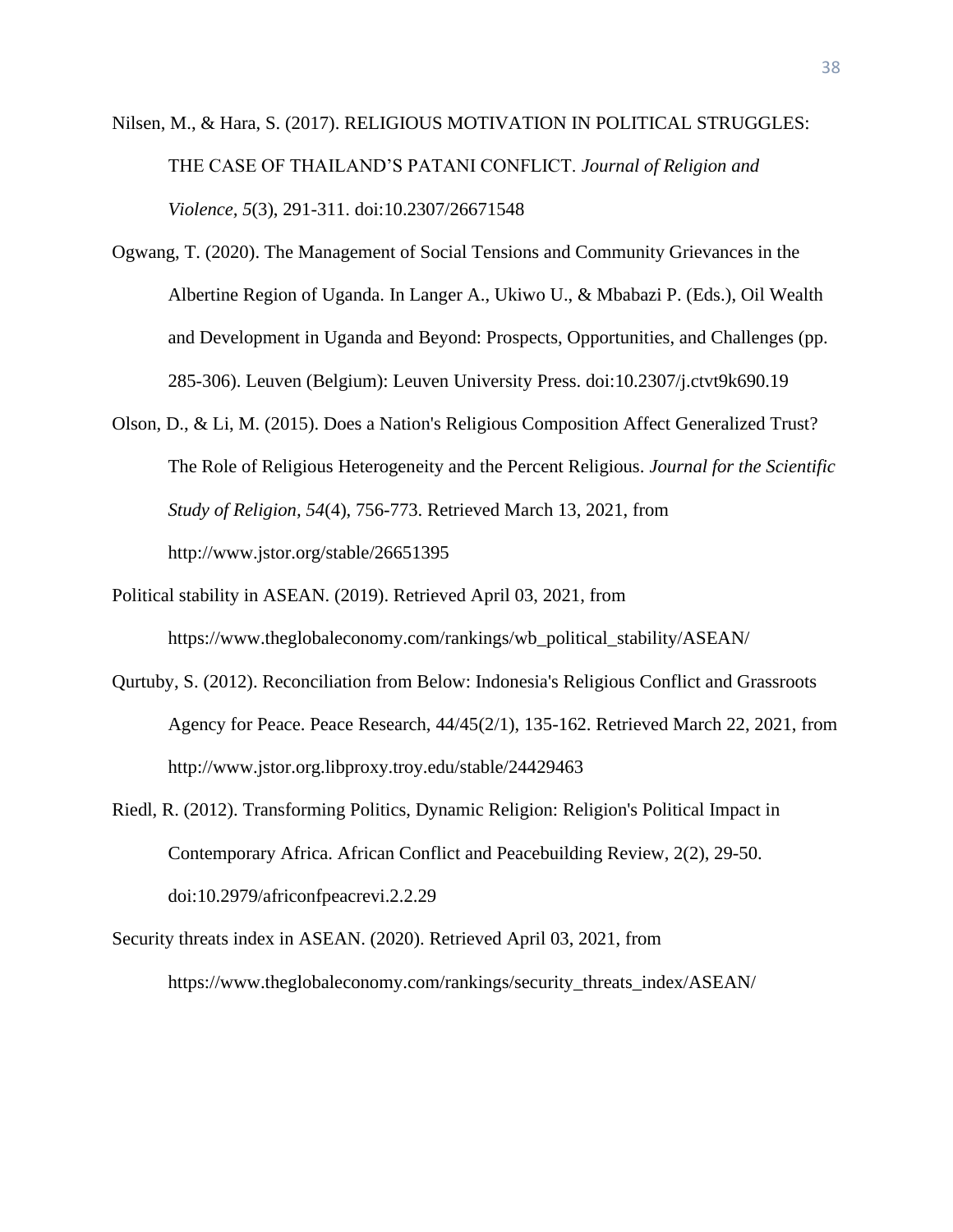Nilsen, M., & Hara, S. (2017). RELIGIOUS MOTIVATION IN POLITICAL STRUGGLES: THE CASE OF THAILAND'S PATANI CONFLICT. *Journal of Religion and Violence, 5*(3), 291-311. doi:10.2307/26671548

Ogwang, T. (2020). The Management of Social Tensions and Community Grievances in the Albertine Region of Uganda. In Langer A., Ukiwo U., & Mbabazi P. (Eds.), Oil Wealth and Development in Uganda and Beyond: Prospects, Opportunities, and Challenges (pp. 285-306). Leuven (Belgium): Leuven University Press. doi:10.2307/j.ctvt9k690.19

Olson, D., & Li, M. (2015). Does a Nation's Religious Composition Affect Generalized Trust? The Role of Religious Heterogeneity and the Percent Religious. *Journal for the Scientific Study of Religion, 54*(4), 756-773. Retrieved March 13, 2021, from http://www.jstor.org/stable/26651395

Political stability in ASEAN. (2019). Retrieved April 03, 2021, from https://www.theglobaleconomy.com/rankings/wb_political_stability/ASEAN/

Qurtuby, S. (2012). Reconciliation from Below: Indonesia's Religious Conflict and Grassroots Agency for Peace. Peace Research, 44/45(2/1), 135-162. Retrieved March 22, 2021, from http://www.jstor.org.libproxy.troy.edu/stable/24429463

Riedl, R. (2012). Transforming Politics, Dynamic Religion: Religion's Political Impact in Contemporary Africa. African Conflict and Peacebuilding Review, 2(2), 29-50. doi:10.2979/africonfpeacrevi.2.2.29

Security threats index in ASEAN. (2020). Retrieved April 03, 2021, from https://www.theglobaleconomy.com/rankings/security_threats_index/ASEAN/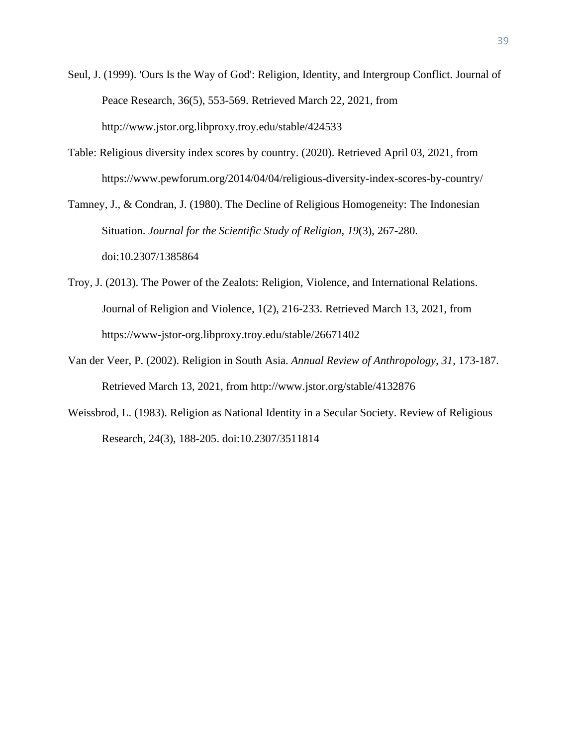Seul, J. (1999). 'Ours Is the Way of God': Religion, Identity, and Intergroup Conflict. Journal of Peace Research, 36(5), 553-569. Retrieved March 22, 2021, from http://www.jstor.org.libproxy.troy.edu/stable/424533

Table: Religious diversity index scores by country. (2020). Retrieved April 03, 2021, from https://www.pewforum.org/2014/04/04/religious-diversity-index-scores-by-country/

Tamney, J., & Condran, J. (1980). The Decline of Religious Homogeneity: The Indonesian Situation. *Journal for the Scientific Study of Religion, 19*(3), 267-280. doi:10.2307/1385864

Troy, J. (2013). The Power of the Zealots: Religion, Violence, and International Relations. Journal of Religion and Violence, 1(2), 216-233. Retrieved March 13, 2021, from https://www-jstor-org.libproxy.troy.edu/stable/26671402

Van der Veer, P. (2002). Religion in South Asia. *Annual Review of Anthropology, 31*, 173-187. Retrieved March 13, 2021, from http://www.jstor.org/stable/4132876

Weissbrod, L. (1983). Religion as National Identity in a Secular Society. Review of Religious Research, 24(3), 188-205. doi:10.2307/3511814